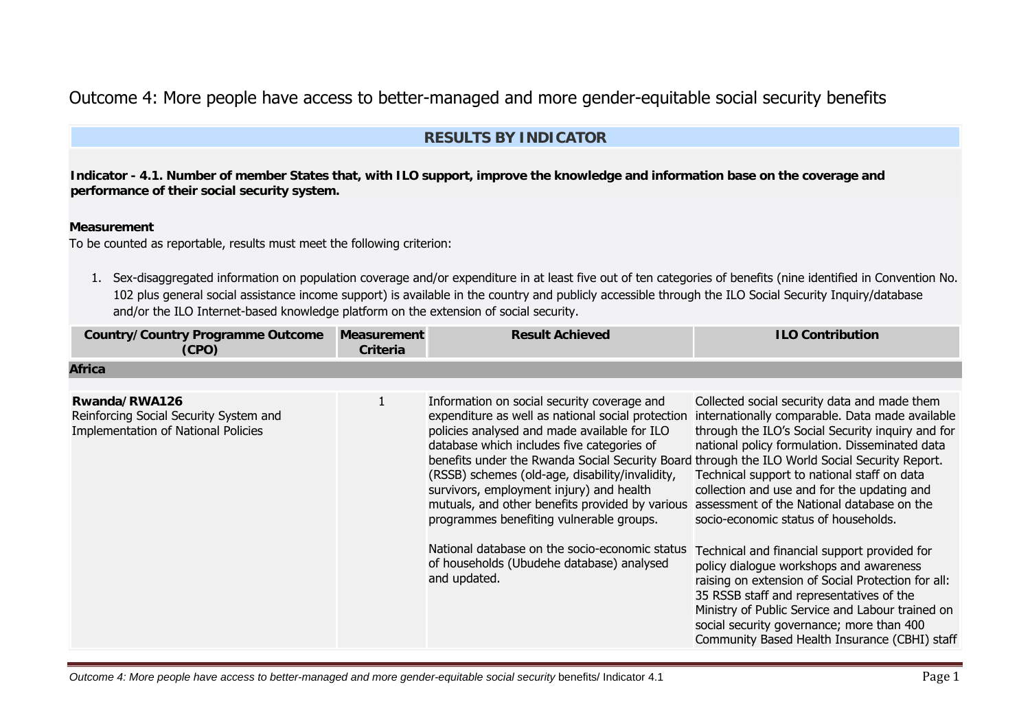# Outcome 4: More people have access to better-managed and more gender-equitable social security benefits

## RESULTS BY INDICATOR

**Indicator - 4.1. Number of member States that, with ILO support, improve the knowledge and information base on the coverage and performance of their social security system.**

**Measurement**

To be counted as reportable, results must meet the following criterion:

1. Sex-disaggregated information on population coverage and/or expenditure in at least five out of ten categories of benefits (nine identified in Convention No. 102 plus general social assistance income support) is available in the country and publicly accessible through the ILO Social Security Inquiry/database and/or the ILO Internet-based knowledge platform on the extension of social security.

| Country/Country Programme Outcome (CPO) | Measurement Criteria | Result Achieved | ILO Contribution |
|---|---|---|---|
| **Africa** | | | |
| **Rwanda/RWA126**<br>Reinforcing Social Security System and Implementation of National Policies | 1 | Information on social security coverage and expenditure as well as national social protection policies analysed and made available for ILO database which includes five categories of benefits under the Rwanda Social Security Board (RSSB) schemes (old-age, disability/invalidity, survivors, employment injury) and health mutuals, and other benefits provided by various programmes benefiting vulnerable groups.<br><br>National database on the socio-economic status of households (Ubudehe database) analysed and updated. | Collected social security data and made them internationally comparable. Data made available through the ILO's Social Security inquiry and for national policy formulation. Disseminated data through the ILO World Social Security Report. Technical support to national staff on data collection and use and for the updating and assessment of the National database on the socio-economic status of households.<br><br>Technical and financial support provided for policy dialogue workshops and awareness raising on extension of Social Protection for all: 35 RSSB staff and representatives of the Ministry of Public Service and Labour trained on social security governance; more than 400 Community Based Health Insurance (CBHI) staff |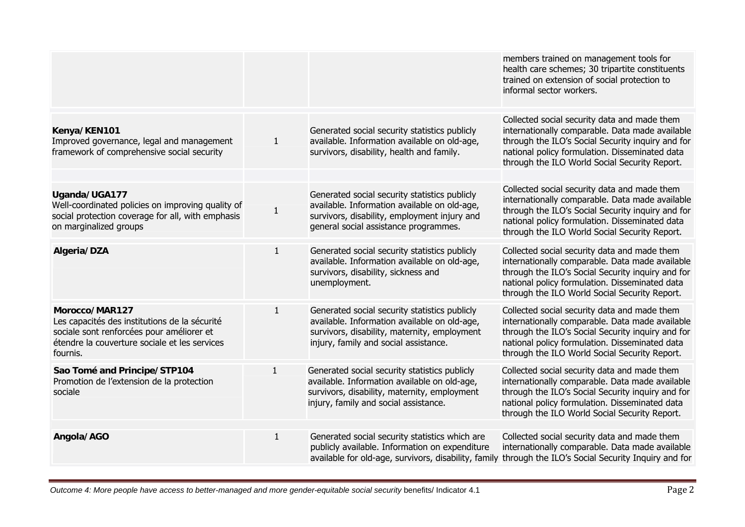| | | | |
|---|---|---|---|
| | | | members trained on management tools for health care schemes; 30 tripartite constituents trained on extension of social protection to informal sector workers. |
| **Kenya/KEN101**<br>Improved governance, legal and management framework of comprehensive social security | 1 | Generated social security statistics publicly available. Information available on old-age, survivors, disability, health and family. | Collected social security data and made them internationally comparable. Data made available through the ILO's Social Security inquiry and for national policy formulation. Disseminated data through the ILO World Social Security Report. |
| **Uganda/UGA177**<br>Well-coordinated policies on improving quality of social protection coverage for all, with emphasis on marginalized groups | 1 | Generated social security statistics publicly available. Information available on old-age, survivors, disability, employment injury and general social assistance programmes. | Collected social security data and made them internationally comparable. Data made available through the ILO's Social Security inquiry and for national policy formulation. Disseminated data through the ILO World Social Security Report. |
| **Algeria/DZA** | 1 | Generated social security statistics publicly available. Information available on old-age, survivors, disability, sickness and unemployment. | Collected social security data and made them internationally comparable. Data made available through the ILO's Social Security inquiry and for national policy formulation. Disseminated data through the ILO World Social Security Report. |
| **Morocco/MAR127**<br>Les capacités des institutions de la sécurité sociale sont renforcées pour améliorer et étendre la couverture sociale et les services fournis. | 1 | Generated social security statistics publicly available. Information available on old-age, survivors, disability, maternity, employment injury, family and social assistance. | Collected social security data and made them internationally comparable. Data made available through the ILO's Social Security inquiry and for national policy formulation. Disseminated data through the ILO World Social Security Report. |
| **Sao Tomé and Principe/STP104**<br>Promotion de l'extension de la protection sociale | 1 | Generated social security statistics publicly available. Information available on old-age, survivors, disability, maternity, employment injury, family and social assistance. | Collected social security data and made them internationally comparable. Data made available through the ILO's Social Security inquiry and for national policy formulation. Disseminated data through the ILO World Social Security Report. |
| **Angola/AGO** | 1 | Generated social security statistics which are publicly available. Information on expenditure available for old-age, survivors, disability, family | Collected social security data and made them internationally comparable. Data made available through the ILO's Social Security Inquiry and for |

*Outcome 4: More people have access to better-managed and more gender-equitable social security* benefits/ Indicator 4.1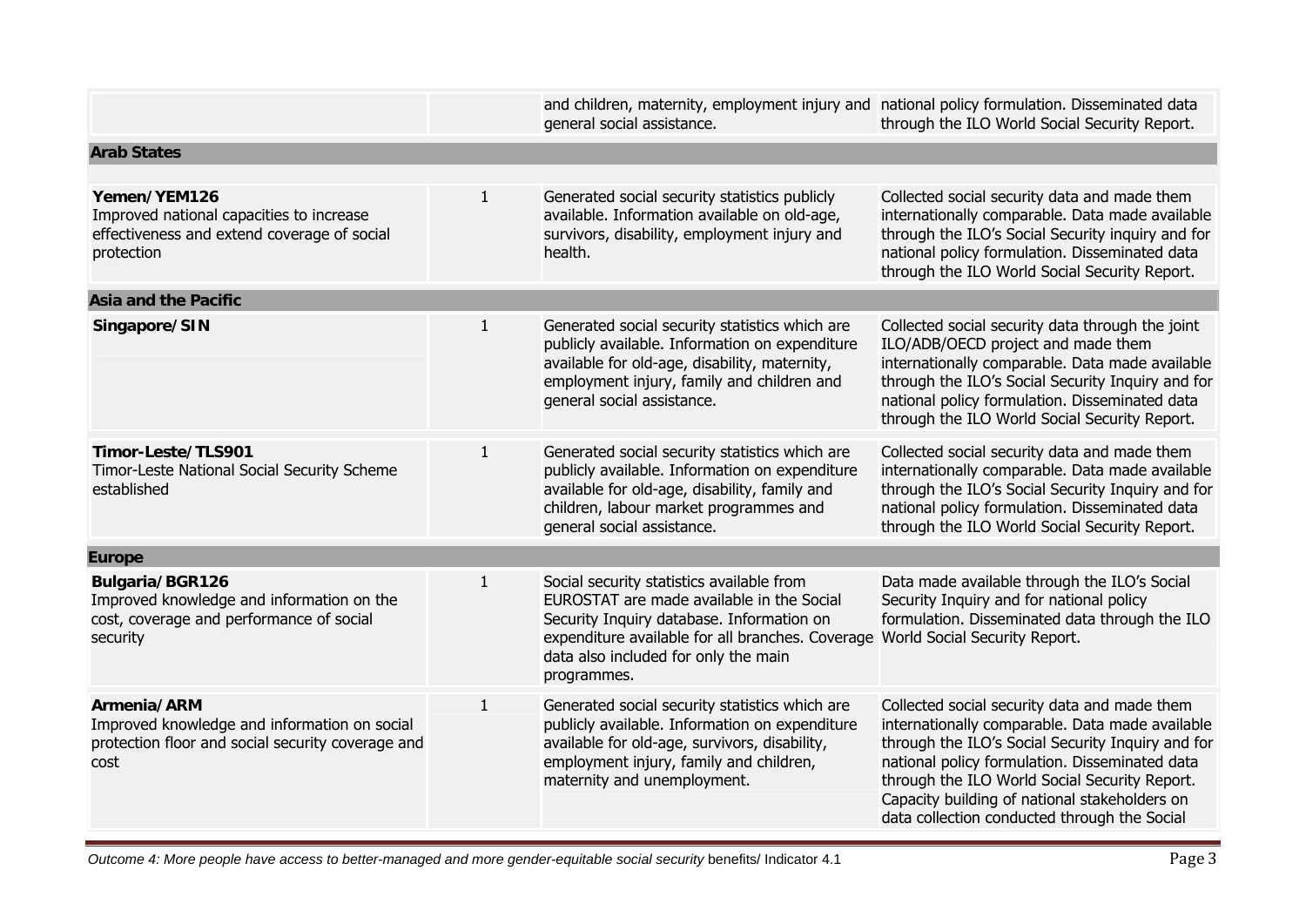| | | | |
|---|---|---|---|
| | | and children, maternity, employment injury and general social assistance. | national policy formulation. Disseminated data through the ILO World Social Security Report. |
| **Arab States** | | | |
| **Yemen/YEM126**<br>Improved national capacities to increase effectiveness and extend coverage of social protection | 1 | Generated social security statistics publicly available. Information available on old-age, survivors, disability, employment injury and health. | Collected social security data and made them internationally comparable. Data made available through the ILO's Social Security inquiry and for national policy formulation. Disseminated data through the ILO World Social Security Report. |
| **Asia and the Pacific** | | | |
| **Singapore/SIN** | 1 | Generated social security statistics which are publicly available. Information on expenditure available for old-age, disability, maternity, employment injury, family and children and general social assistance. | Collected social security data through the joint ILO/ADB/OECD project and made them internationally comparable. Data made available through the ILO's Social Security Inquiry and for national policy formulation. Disseminated data through the ILO World Social Security Report. |
| **Timor-Leste/TLS901**<br>Timor-Leste National Social Security Scheme established | 1 | Generated social security statistics which are publicly available. Information on expenditure available for old-age, disability, family and children, labour market programmes and general social assistance. | Collected social security data and made them internationally comparable. Data made available through the ILO's Social Security Inquiry and for national policy formulation. Disseminated data through the ILO World Social Security Report. |
| **Europe** | | | |
| **Bulgaria/BGR126**<br>Improved knowledge and information on the cost, coverage and performance of social security | 1 | Social security statistics available from EUROSTAT are made available in the Social Security Inquiry database. Information on expenditure available for all branches. Coverage data also included for only the main programmes. | Data made available through the ILO's Social Security Inquiry and for national policy formulation. Disseminated data through the ILO World Social Security Report. |
| **Armenia/ARM**<br>Improved knowledge and information on social protection floor and social security coverage and cost | 1 | Generated social security statistics which are publicly available. Information on expenditure available for old-age, survivors, disability, employment injury, family and children, maternity and unemployment. | Collected social security data and made them internationally comparable. Data made available through the ILO's Social Security Inquiry and for national policy formulation. Disseminated data through the ILO World Social Security Report. Capacity building of national stakeholders on data collection conducted through the Social |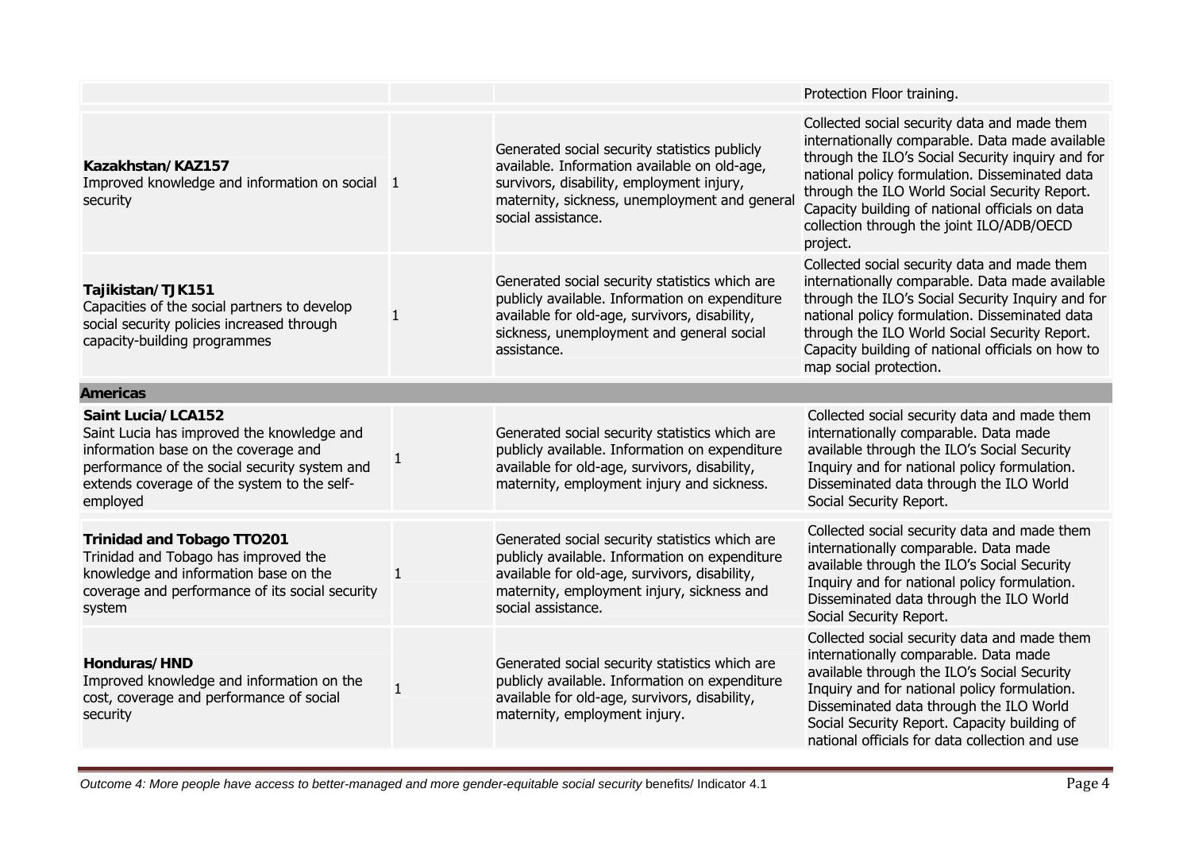| | | | |
|---|---|---|---|
| | | | Protection Floor training. |
| **Kazakhstan/KAZ157** Improved knowledge and information on social security | 1 | Generated social security statistics publicly available. Information available on old-age, survivors, disability, employment injury, maternity, sickness, unemployment and general social assistance. | Collected social security data and made them internationally comparable. Data made available through the ILO's Social Security inquiry and for national policy formulation. Disseminated data through the ILO World Social Security Report. Capacity building of national officials on data collection through the joint ILO/ADB/OECD project. |
| **Tajikistan/TJK151** Capacities of the social partners to develop social security policies increased through capacity-building programmes | 1 | Generated social security statistics which are publicly available. Information on expenditure available for old-age, survivors, disability, sickness, unemployment and general social assistance. | Collected social security data and made them internationally comparable. Data made available through the ILO's Social Security Inquiry and for national policy formulation. Disseminated data through the ILO World Social Security Report. Capacity building of national officials on how to map social protection. |
| **Americas** | | | |
| **Saint Lucia/LCA152** Saint Lucia has improved the knowledge and information base on the coverage and performance of the social security system and extends coverage of the system to the self-employed | 1 | Generated social security statistics which are publicly available. Information on expenditure available for old-age, survivors, disability, maternity, employment injury and sickness. | Collected social security data and made them internationally comparable. Data made available through the ILO's Social Security Inquiry and for national policy formulation. Disseminated data through the ILO World Social Security Report. |
| **Trinidad and Tobago TTO201** Trinidad and Tobago has improved the knowledge and information base on the coverage and performance of its social security system | 1 | Generated social security statistics which are publicly available. Information on expenditure available for old-age, survivors, disability, maternity, employment injury, sickness and social assistance. | Collected social security data and made them internationally comparable. Data made available through the ILO's Social Security Inquiry and for national policy formulation. Disseminated data through the ILO World Social Security Report. |
| **Honduras/HND** Improved knowledge and information on the cost, coverage and performance of social security | 1 | Generated social security statistics which are publicly available. Information on expenditure available for old-age, survivors, disability, maternity, employment injury. | Collected social security data and made them internationally comparable. Data made available through the ILO's Social Security Inquiry and for national policy formulation. Disseminated data through the ILO World Social Security Report. Capacity building of national officials for data collection and use |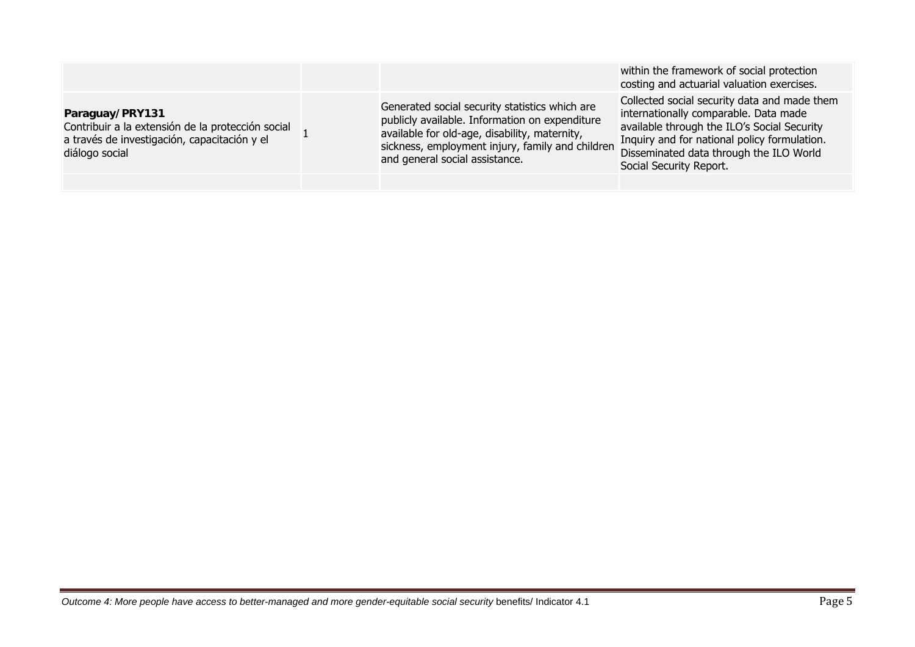| | | | |
|---|---|---|---|
| | | | within the framework of social protection costing and actuarial valuation exercises. |
| **Paraguay/PRY131**<br>Contribuir a la extensión de la protección social a través de investigación, capacitación y el diálogo social | 1 | Generated social security statistics which are publicly available. Information on expenditure available for old-age, disability, maternity, sickness, employment injury, family and children and general social assistance. | Collected social security data and made them internationally comparable. Data made available through the ILO's Social Security Inquiry and for national policy formulation. Disseminated data through the ILO World Social Security Report. |
| | | | |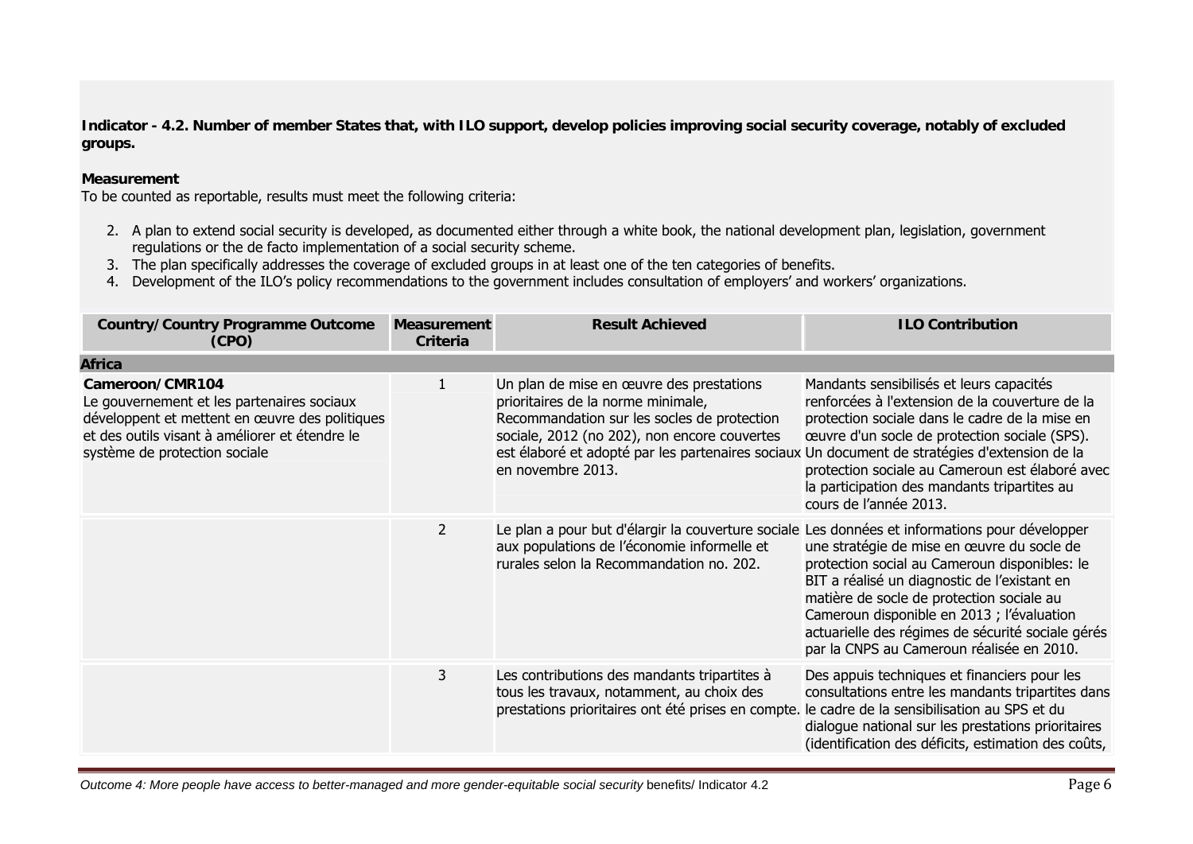**Indicator - 4.2. Number of member States that, with ILO support, develop policies improving social security coverage, notably of excluded groups.**

**Measurement**

To be counted as reportable, results must meet the following criteria:

2. A plan to extend social security is developed, as documented either through a white book, the national development plan, legislation, government regulations or the de facto implementation of a social security scheme.
3. The plan specifically addresses the coverage of excluded groups in at least one of the ten categories of benefits.
4. Development of the ILO's policy recommendations to the government includes consultation of employers' and workers' organizations.

| Country/Country Programme Outcome (CPO) | Measurement Criteria | Result Achieved | ILO Contribution |
|---|---|---|---|
| **Africa** | | | |
| **Cameroon/CMR104** Le gouvernement et les partenaires sociaux développent et mettent en œuvre des politiques et des outils visant à améliorer et étendre le système de protection sociale | 1 | Un plan de mise en œuvre des prestations prioritaires de la norme minimale, Recommandation sur les socles de protection sociale, 2012 (no 202), non encore couvertes est élaboré et adopté par les partenaires sociaux en novembre 2013. | Mandants sensibilisés et leurs capacités renforcées à l'extension de la couverture de la protection sociale dans le cadre de la mise en œuvre d'un socle de protection sociale (SPS). Un document de stratégies d'extension de la protection sociale au Cameroun est élaboré avec la participation des mandants tripartites au cours de l'année 2013. |
| | 2 | Le plan a pour but d'élargir la couverture sociale aux populations de l'économie informelle et rurales selon la Recommandation no. 202. | Les données et informations pour développer une stratégie de mise en œuvre du socle de protection social au Cameroun disponibles: le BIT a réalisé un diagnostic de l'existant en matière de socle de protection sociale au Cameroun disponible en 2013 ; l'évaluation actuarielle des régimes de sécurité sociale gérés par la CNPS au Cameroun réalisée en 2010. |
| | 3 | Les contributions des mandants tripartites à tous les travaux, notamment, au choix des prestations prioritaires ont été prises en compte. | Des appuis techniques et financiers pour les consultations entre les mandants tripartites dans le cadre de la sensibilisation au SPS et du dialogue national sur les prestations prioritaires (identification des déficits, estimation des coûts, |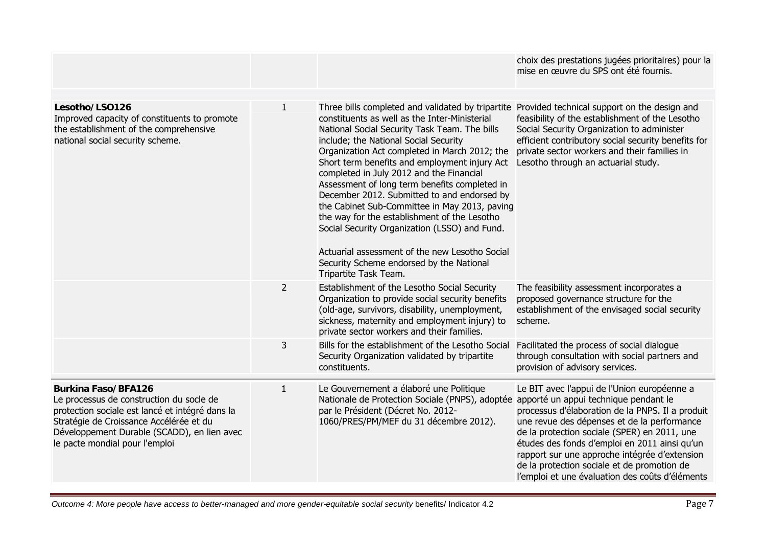| | | | |
|---|---|---|---|
| | | | choix des prestations jugées prioritaires) pour la mise en œuvre du SPS ont été fournis. |
| **Lesotho/ LSO126**<br>Improved capacity of constituents to promote the establishment of the comprehensive national social security scheme. | 1 | Three bills completed and validated by tripartite constituents as well as the Inter-Ministerial National Social Security Task Team. The bills include; the National Social Security Organization Act completed in March 2012; the Short term benefits and employment injury Act completed in July 2012 and the Financial Assessment of long term benefits completed in December 2012. Submitted to and endorsed by the Cabinet Sub-Committee in May 2013, paving the way for the establishment of the Lesotho Social Security Organization (LSSO) and Fund.<br><br>Actuarial assessment of the new Lesotho Social Security Scheme endorsed by the National Tripartite Task Team. | Provided technical support on the design and feasibility of the establishment of the Lesotho Social Security Organization to administer efficient contributory social security benefits for private sector workers and their families in Lesotho through an actuarial study. |
| | 2 | Establishment of the Lesotho Social Security Organization to provide social security benefits (old-age, survivors, disability, unemployment, sickness, maternity and employment injury) to private sector workers and their families. | The feasibility assessment incorporates a proposed governance structure for the establishment of the envisaged social security scheme. |
| | 3 | Bills for the establishment of the Lesotho Social Security Organization validated by tripartite constituents. | Facilitated the process of social dialogue through consultation with social partners and provision of advisory services. |
| **Burkina Faso/ BFA126**<br>Le processus de construction du socle de protection sociale est lancé et intégré dans la Stratégie de Croissance Accélérée et du Développement Durable (SCADD), en lien avec le pacte mondial pour l'emploi | 1 | Le Gouvernement a élaboré une Politique Nationale de Protection Sociale (PNPS), adoptée par le Président (Décret No. 2012-1060/PRES/PM/MEF du 31 décembre 2012). | Le BIT avec l'appui de l'Union européenne a apporté un appui technique pendant le processus d'élaboration de la PNPS. Il a produit une revue des dépenses et de la performance de la protection sociale (SPER) en 2011, une études des fonds d'emploi en 2011 ainsi qu'un rapport sur une approche intégrée d'extension de la protection sociale et de promotion de l'emploi et une évaluation des coûts d'éléments |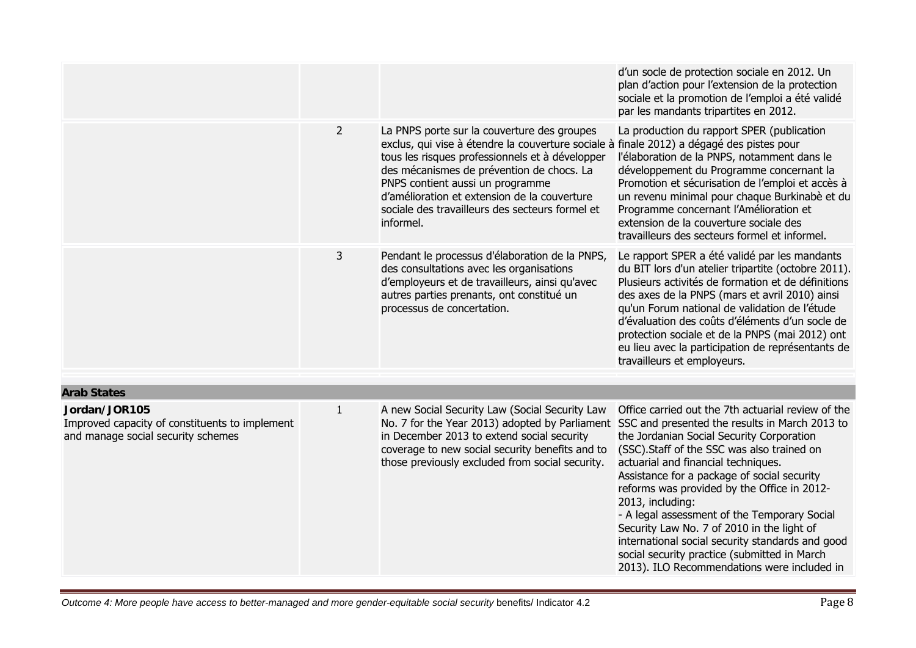| | | | |
|---|---|---|---|
| | | | d'un socle de protection sociale en 2012. Un plan d'action pour l'extension de la protection sociale et la promotion de l'emploi a été validé par les mandants tripartites en 2012. |
| | 2 | La PNPS porte sur la couverture des groupes exclus, qui vise à étendre la couverture sociale à tous les risques professionnels et à développer des mécanismes de prévention de chocs. La PNPS contient aussi un programme d'amélioration et extension de la couverture sociale des travailleurs des secteurs formel et informel. | La production du rapport SPER (publication finale 2012) a dégagé des pistes pour l'élaboration de la PNPS, notamment dans le développement du Programme concernant la Promotion et sécurisation de l'emploi et accès à un revenu minimal pour chaque Burkinabè et du Programme concernant l'Amélioration et extension de la couverture sociale des travailleurs des secteurs formel et informel. |
| | 3 | Pendant le processus d'élaboration de la PNPS, des consultations avec les organisations d'employeurs et de travailleurs, ainsi qu'avec autres parties prenants, ont constitué un processus de concertation. | Le rapport SPER a été validé par les mandants du BIT lors d'un atelier tripartite (octobre 2011). Plusieurs activités de formation et de définitions des axes de la PNPS (mars et avril 2010) ainsi qu'un Forum national de validation de l'étude d'évaluation des coûts d'éléments d'un socle de protection sociale et de la PNPS (mai 2012) ont eu lieu avec la participation de représentants de travailleurs et employeurs. |
| **Arab States** | | | |
| **Jordan/JOR105**<br>Improved capacity of constituents to implement and manage social security schemes | 1 | A new Social Security Law (Social Security Law No. 7 for the Year 2013) adopted by Parliament in December 2013 to extend social security coverage to new social security benefits and to those previously excluded from social security. | Office carried out the 7th actuarial review of the SSC and presented the results in March 2013 to the Jordanian Social Security Corporation (SSC).Staff of the SSC was also trained on actuarial and financial techniques.<br>Assistance for a package of social security reforms was provided by the Office in 2012-2013, including:<br>- A legal assessment of the Temporary Social Security Law No. 7 of 2010 in the light of international social security standards and good social security practice (submitted in March 2013). ILO Recommendations were included in |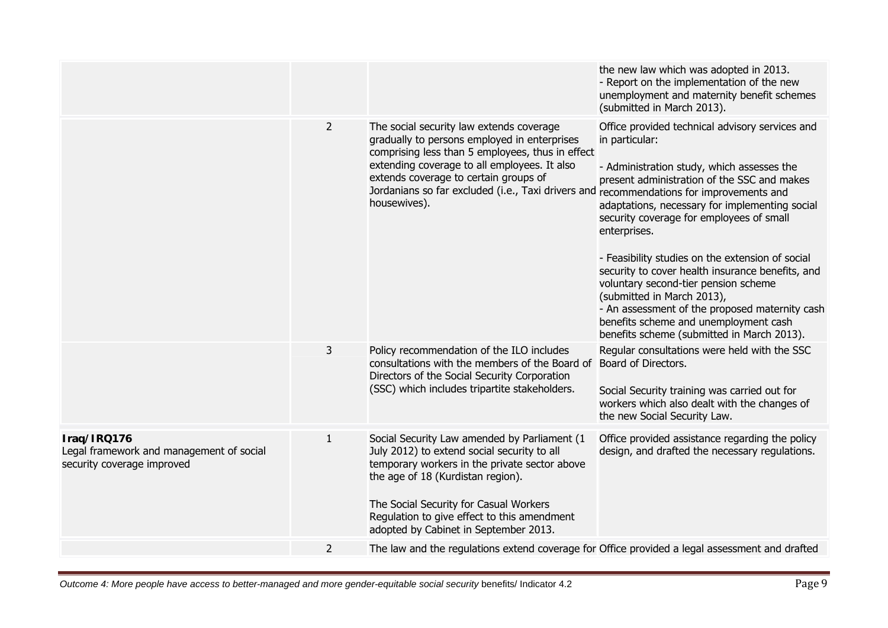| | | | |
|---|---|---|---|
| | | | the new law which was adopted in 2013.<br>- Report on the implementation of the new unemployment and maternity benefit schemes (submitted in March 2013). |
| | 2 | The social security law extends coverage gradually to persons employed in enterprises comprising less than 5 employees, thus in effect extending coverage to all employees. It also extends coverage to certain groups of Jordanians so far excluded (i.e., Taxi drivers and housewives). | Office provided technical advisory services and in particular:<br><br>- Administration study, which assesses the present administration of the SSC and makes recommendations for improvements and adaptations, necessary for implementing social security coverage for employees of small enterprises.<br><br>- Feasibility studies on the extension of social security to cover health insurance benefits, and voluntary second-tier pension scheme (submitted in March 2013),<br>- An assessment of the proposed maternity cash benefits scheme and unemployment cash benefits scheme (submitted in March 2013). |
| | 3 | Policy recommendation of the ILO includes consultations with the members of the Board of Directors of the Social Security Corporation (SSC) which includes tripartite stakeholders. | Regular consultations were held with the SSC Board of Directors.<br><br>Social Security training was carried out for workers which also dealt with the changes of the new Social Security Law. |
| **Iraq/IRQ176**<br>Legal framework and management of social security coverage improved | 1 | Social Security Law amended by Parliament (1 July 2012) to extend social security to all temporary workers in the private sector above the age of 18 (Kurdistan region).<br><br>The Social Security for Casual Workers Regulation to give effect to this amendment adopted by Cabinet in September 2013. | Office provided assistance regarding the policy design, and drafted the necessary regulations. |
| | 2 | The law and the regulations extend coverage for | Office provided a legal assessment and drafted |

*Outcome 4: More people have access to better-managed and more gender-equitable social security* benefits/ Indicator 4.2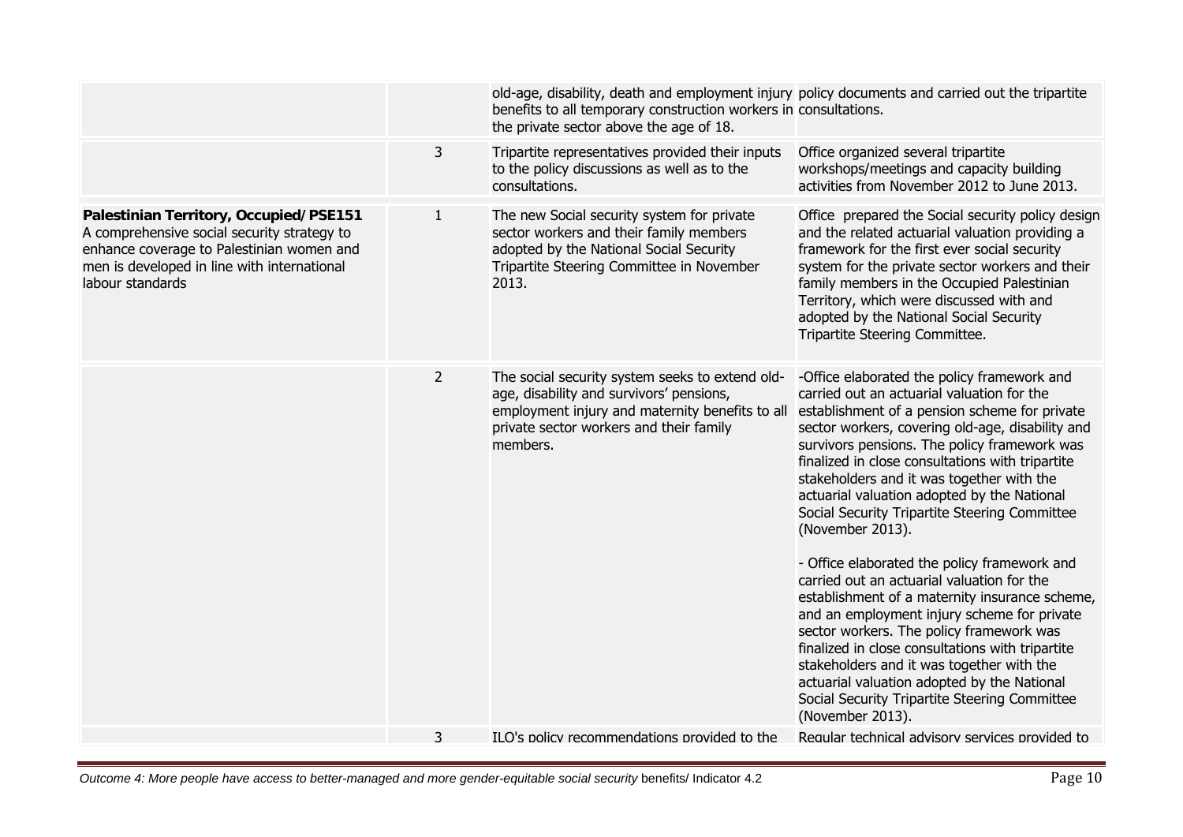| | | | |
|---|---|---|---|
| | | old-age, disability, death and employment injury benefits to all temporary construction workers in the private sector above the age of 18. | policy documents and carried out the tripartite consultations. |
| | 3 | Tripartite representatives provided their inputs to the policy discussions as well as to the consultations. | Office organized several tripartite workshops/meetings and capacity building activities from November 2012 to June 2013. |
| **Palestinian Territory, Occupied/PSE151** A comprehensive social security strategy to enhance coverage to Palestinian women and men is developed in line with international labour standards | 1 | The new Social security system for private sector workers and their family members adopted by the National Social Security Tripartite Steering Committee in November 2013. | Office prepared the Social security policy design and the related actuarial valuation providing a framework for the first ever social security system for the private sector workers and their family members in the Occupied Palestinian Territory, which were discussed with and adopted by the National Social Security Tripartite Steering Committee. |
| | 2 | The social security system seeks to extend old-age, disability and survivors' pensions, employment injury and maternity benefits to all private sector workers and their family members. | -Office elaborated the policy framework and carried out an actuarial valuation for the establishment of a pension scheme for private sector workers, covering old-age, disability and survivors pensions. The policy framework was finalized in close consultations with tripartite stakeholders and it was together with the actuarial valuation adopted by the National Social Security Tripartite Steering Committee (November 2013).<br><br>- Office elaborated the policy framework and carried out an actuarial valuation for the establishment of a maternity insurance scheme, and an employment injury scheme for private sector workers. The policy framework was finalized in close consultations with tripartite stakeholders and it was together with the actuarial valuation adopted by the National Social Security Tripartite Steering Committee (November 2013). |
| | 3 | ILO's policy recommendations provided to the | Regular technical advisory services provided to |

*Outcome 4: More people have access to better-managed and more gender-equitable social security* benefits/ Indicator 4.2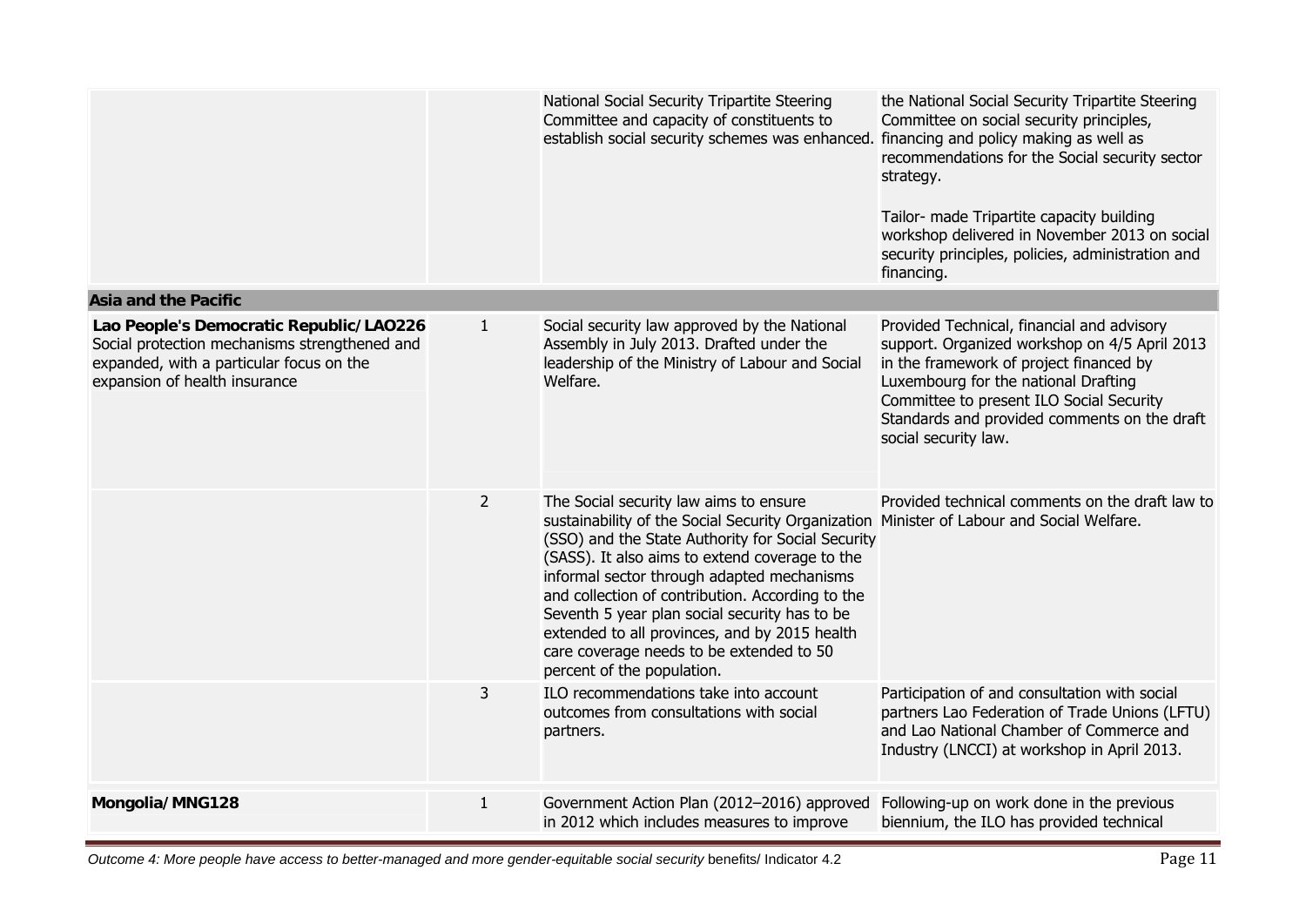| | | | |
|---|---|---|---|
| | | National Social Security Tripartite Steering Committee and capacity of constituents to establish social security schemes was enhanced. | the National Social Security Tripartite Steering Committee on social security principles, financing and policy making as well as recommendations for the Social security sector strategy.<br><br>Tailor- made Tripartite capacity building workshop delivered in November 2013 on social security principles, policies, administration and financing. |
| **Asia and the Pacific** | | | |
| **Lao People's Democratic Republic/LAO226**<br>Social protection mechanisms strengthened and expanded, with a particular focus on the expansion of health insurance | 1 | Social security law approved by the National Assembly in July 2013. Drafted under the leadership of the Ministry of Labour and Social Welfare. | Provided Technical, financial and advisory support. Organized workshop on 4/5 April 2013 in the framework of project financed by Luxembourg for the national Drafting Committee to present ILO Social Security Standards and provided comments on the draft social security law. |
| | 2 | The Social security law aims to ensure sustainability of the Social Security Organization (SSO) and the State Authority for Social Security (SASS). It also aims to extend coverage to the informal sector through adapted mechanisms and collection of contribution. According to the Seventh 5 year plan social security has to be extended to all provinces, and by 2015 health care coverage needs to be extended to 50 percent of the population. | Provided technical comments on the draft law to Minister of Labour and Social Welfare. |
| | 3 | ILO recommendations take into account outcomes from consultations with social partners. | Participation of and consultation with social partners Lao Federation of Trade Unions (LFTU) and Lao National Chamber of Commerce and Industry (LNCCI) at workshop in April 2013. |
| **Mongolia/MNG128** | 1 | Government Action Plan (2012–2016) approved in 2012 which includes measures to improve | Following-up on work done in the previous biennium, the ILO has provided technical |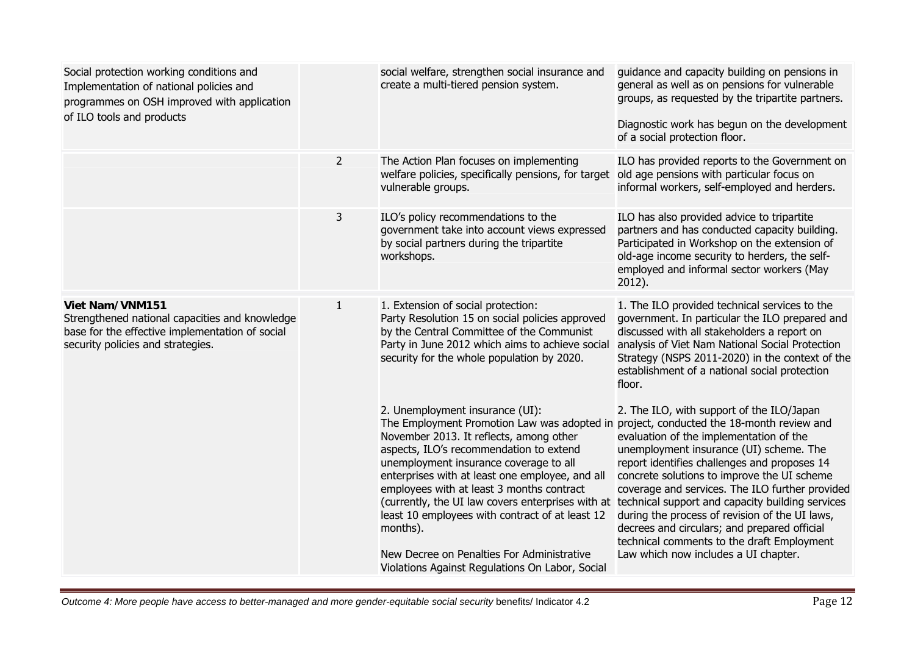| | | | |
|---|---|---|---|
| Social protection working conditions and Implementation of national policies and programmes on OSH improved with application of ILO tools and products | | social welfare, strengthen social insurance and create a multi-tiered pension system. | guidance and capacity building on pensions in general as well as on pensions for vulnerable groups, as requested by the tripartite partners.<br><br>Diagnostic work has begun on the development of a social protection floor. |
| | 2 | The Action Plan focuses on implementing welfare policies, specifically pensions, for target vulnerable groups. | ILO has provided reports to the Government on old age pensions with particular focus on informal workers, self-employed and herders. |
| | 3 | ILO's policy recommendations to the government take into account views expressed by social partners during the tripartite workshops. | ILO has also provided advice to tripartite partners and has conducted capacity building. Participated in Workshop on the extension of old-age income security to herders, the self-employed and informal sector workers (May 2012). |
| **Viet Nam/VNM151**<br>Strengthened national capacities and knowledge base for the effective implementation of social security policies and strategies. | 1 | 1. Extension of social protection:<br>Party Resolution 15 on social policies approved by the Central Committee of the Communist Party in June 2012 which aims to achieve social security for the whole population by 2020.<br><br>2. Unemployment insurance (UI):<br>The Employment Promotion Law was adopted in November 2013. It reflects, among other aspects, ILO's recommendation to extend unemployment insurance coverage to all enterprises with at least one employee, and all employees with at least 3 months contract (currently, the UI law covers enterprises with at least 10 employees with contract of at least 12 months).<br><br>New Decree on Penalties For Administrative Violations Against Regulations On Labor, Social | 1. The ILO provided technical services to the government. In particular the ILO prepared and discussed with all stakeholders a report on analysis of Viet Nam National Social Protection Strategy (NSPS 2011-2020) in the context of the establishment of a national social protection floor.<br><br>2. The ILO, with support of the ILO/Japan project, conducted the 18-month review and evaluation of the implementation of the unemployment insurance (UI) scheme. The report identifies challenges and proposes 14 concrete solutions to improve the UI scheme coverage and services. The ILO further provided technical support and capacity building services during the process of revision of the UI laws, decrees and circulars; and prepared official technical comments to the draft Employment Law which now includes a UI chapter. |

*Outcome 4: More people have access to better-managed and more gender-equitable social security* benefits/ Indicator 4.2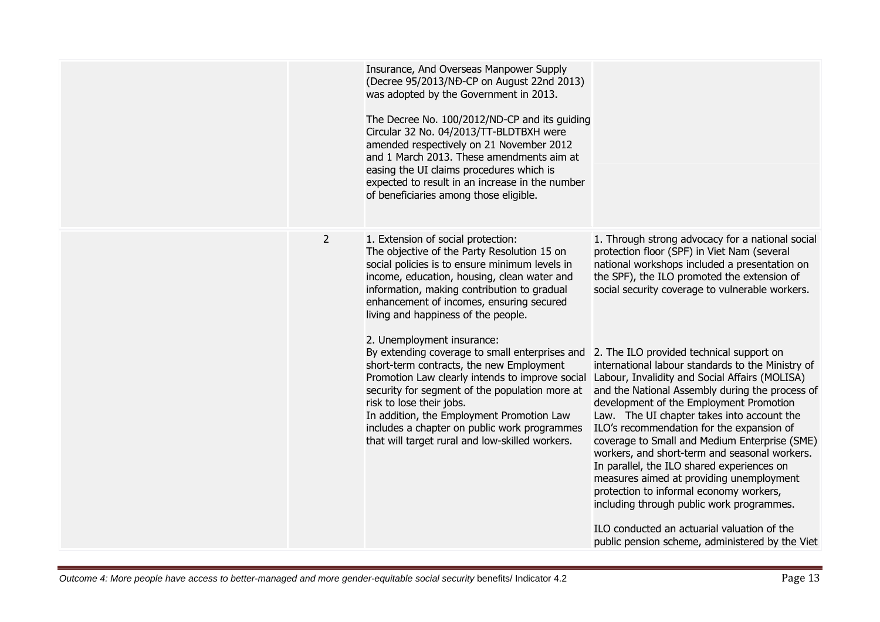|  |  |  |  |
|---|---|---|---|
|  |  | Insurance, And Overseas Manpower Supply (Decree 95/2013/NĐ-CP on August 22nd 2013) was adopted by the Government in 2013.<br><br>The Decree No. 100/2012/ND-CP and its guiding Circular 32 No. 04/2013/TT-BLDTBXH were amended respectively on 21 November 2012 and 1 March 2013. These amendments aim at easing the UI claims procedures which is expected to result in an increase in the number of beneficiaries among those eligible. |  |
|  | 2 | 1. Extension of social protection:<br>The objective of the Party Resolution 15 on social policies is to ensure minimum levels in income, education, housing, clean water and information, making contribution to gradual enhancement of incomes, ensuring secured living and happiness of the people.<br><br>2. Unemployment insurance:<br>By extending coverage to small enterprises and short-term contracts, the new Employment Promotion Law clearly intends to improve social security for segment of the population more at risk to lose their jobs.<br>In addition, the Employment Promotion Law includes a chapter on public work programmes that will target rural and low-skilled workers. | 1. Through strong advocacy for a national social protection floor (SPF) in Viet Nam (several national workshops included a presentation on the SPF), the ILO promoted the extension of social security coverage to vulnerable workers.<br><br>2. The ILO provided technical support on international labour standards to the Ministry of Labour, Invalidity and Social Affairs (MOLISA) and the National Assembly during the process of development of the Employment Promotion Law. The UI chapter takes into account the ILO's recommendation for the expansion of coverage to Small and Medium Enterprise (SME) workers, and short-term and seasonal workers. In parallel, the ILO shared experiences on measures aimed at providing unemployment protection to informal economy workers, including through public work programmes.<br><br>ILO conducted an actuarial valuation of the public pension scheme, administered by the Viet |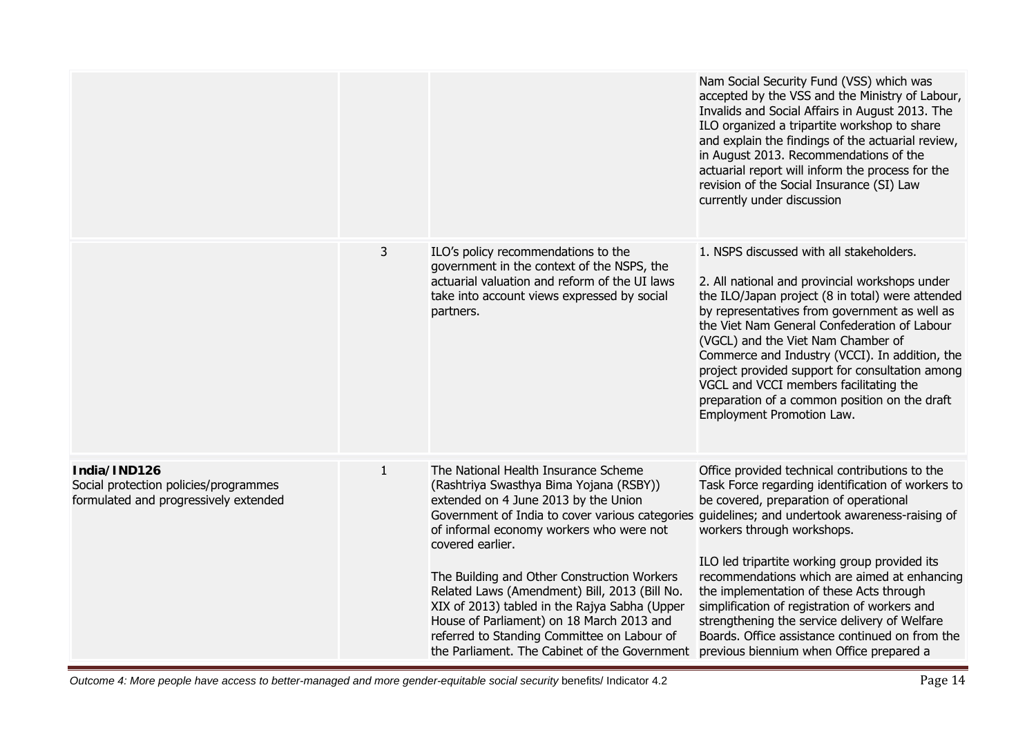| | | | |
|---|---|---|---|
| | | | Nam Social Security Fund (VSS) which was accepted by the VSS and the Ministry of Labour, Invalids and Social Affairs in August 2013. The ILO organized a tripartite workshop to share and explain the findings of the actuarial review, in August 2013. Recommendations of the actuarial report will inform the process for the revision of the Social Insurance (SI) Law currently under discussion |
| | 3 | ILO's policy recommendations to the government in the context of the NSPS, the actuarial valuation and reform of the UI laws take into account views expressed by social partners. | 1. NSPS discussed with all stakeholders.<br><br>2. All national and provincial workshops under the ILO/Japan project (8 in total) were attended by representatives from government as well as the Viet Nam General Confederation of Labour (VGCL) and the Viet Nam Chamber of Commerce and Industry (VCCI). In addition, the project provided support for consultation among VGCL and VCCI members facilitating the preparation of a common position on the draft Employment Promotion Law. |
| **India/IND126**<br>Social protection policies/programmes formulated and progressively extended | 1 | The National Health Insurance Scheme (Rashtriya Swasthya Bima Yojana (RSBY)) extended on 4 June 2013 by the Union Government of India to cover various categories of informal economy workers who were not covered earlier.<br><br>The Building and Other Construction Workers Related Laws (Amendment) Bill, 2013 (Bill No. XIX of 2013) tabled in the Rajya Sabha (Upper House of Parliament) on 18 March 2013 and referred to Standing Committee on Labour of the Parliament. The Cabinet of the Government | Office provided technical contributions to the Task Force regarding identification of workers to be covered, preparation of operational guidelines; and undertook awareness-raising of workers through workshops.<br><br>ILO led tripartite working group provided its recommendations which are aimed at enhancing the implementation of these Acts through simplification of registration of workers and strengthening the service delivery of Welfare Boards. Office assistance continued on from the previous biennium when Office prepared a |

*Outcome 4: More people have access to better-managed and more gender-equitable social security* benefits/ Indicator 4.2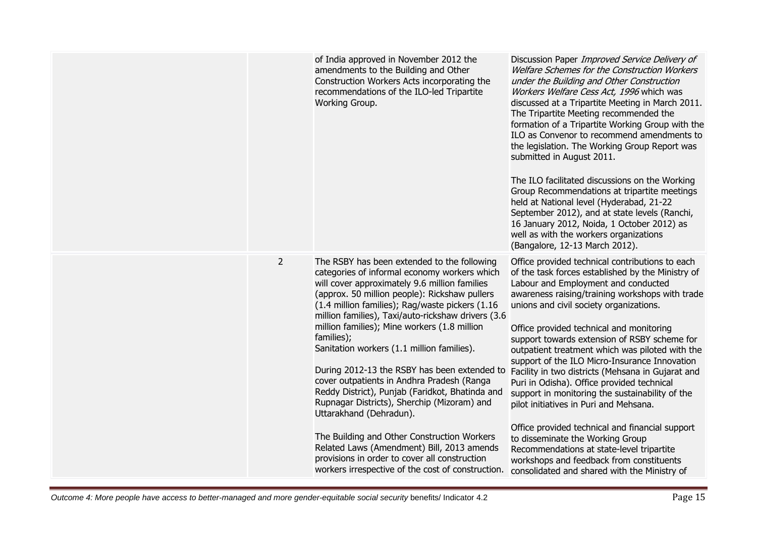| | | | |
|---|---|---|---|
| | | of India approved in November 2012 the amendments to the Building and Other Construction Workers Acts incorporating the recommendations of the ILO-led Tripartite Working Group. | Discussion Paper *Improved Service Delivery of Welfare Schemes for the Construction Workers under the Building and Other Construction Workers Welfare Cess Act, 1996* which was discussed at a Tripartite Meeting in March 2011. The Tripartite Meeting recommended the formation of a Tripartite Working Group with the ILO as Convenor to recommend amendments to the legislation. The Working Group Report was submitted in August 2011.<br><br>The ILO facilitated discussions on the Working Group Recommendations at tripartite meetings held at National level (Hyderabad, 21-22 September 2012), and at state levels (Ranchi, 16 January 2012, Noida, 1 October 2012) as well as with the workers organizations (Bangalore, 12-13 March 2012). |
| | 2 | The RSBY has been extended to the following categories of informal economy workers which will cover approximately 9.6 million families (approx. 50 million people): Rickshaw pullers (1.4 million families); Rag/waste pickers (1.16 million families), Taxi/auto-rickshaw drivers (3.6 million families); Mine workers (1.8 million families);<br>Sanitation workers (1.1 million families).<br><br>During 2012-13 the RSBY has been extended to cover outpatients in Andhra Pradesh (Ranga Reddy District), Punjab (Faridkot, Bhatinda and Rupnagar Districts), Sherchip (Mizoram) and Uttarakhand (Dehradun).<br><br>The Building and Other Construction Workers Related Laws (Amendment) Bill, 2013 amends provisions in order to cover all construction workers irrespective of the cost of construction. | Office provided technical contributions to each of the task forces established by the Ministry of Labour and Employment and conducted awareness raising/training workshops with trade unions and civil society organizations.<br><br>Office provided technical and monitoring support towards extension of RSBY scheme for outpatient treatment which was piloted with the support of the ILO Micro-Insurance Innovation Facility in two districts (Mehsana in Gujarat and Puri in Odisha). Office provided technical support in monitoring the sustainability of the pilot initiatives in Puri and Mehsana.<br><br>Office provided technical and financial support to disseminate the Working Group Recommendations at state-level tripartite workshops and feedback from constituents consolidated and shared with the Ministry of |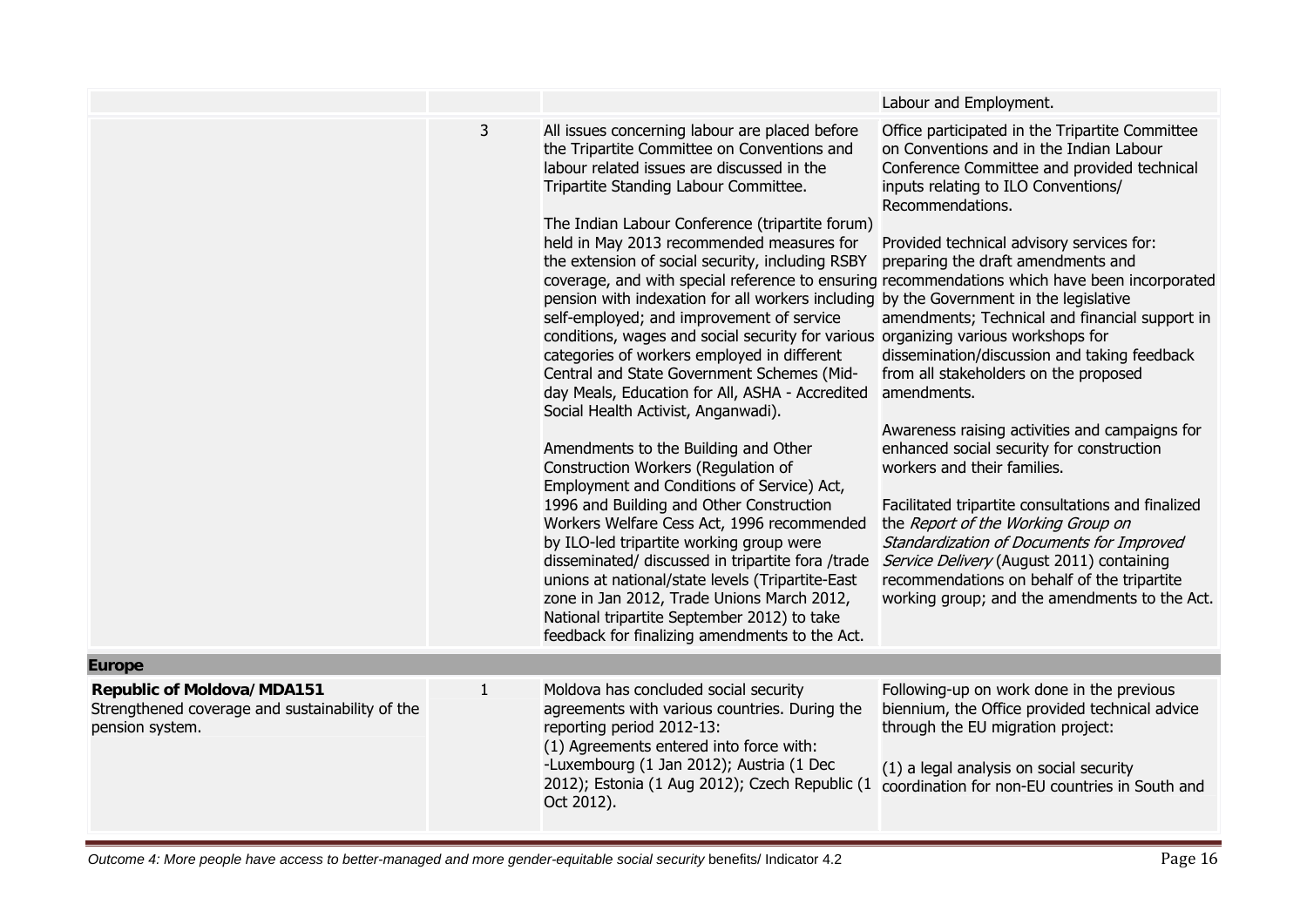| | | | |
|---|---|---|---|
| | | | Labour and Employment. |
| | 3 | All issues concerning labour are placed before the Tripartite Committee on Conventions and labour related issues are discussed in the Tripartite Standing Labour Committee.<br><br>The Indian Labour Conference (tripartite forum) held in May 2013 recommended measures for the extension of social security, including RSBY coverage, and with special reference to ensuring pension with indexation for all workers including self-employed; and improvement of service conditions, wages and social security for various categories of workers employed in different Central and State Government Schemes (Mid-day Meals, Education for All, ASHA - Accredited Social Health Activist, Anganwadi).<br><br>Amendments to the Building and Other Construction Workers (Regulation of Employment and Conditions of Service) Act, 1996 and Building and Other Construction Workers Welfare Cess Act, 1996 recommended by ILO-led tripartite working group were disseminated/ discussed in tripartite fora /trade unions at national/state levels (Tripartite-East zone in Jan 2012, Trade Unions March 2012, National tripartite September 2012) to take feedback for finalizing amendments to the Act. | Office participated in the Tripartite Committee on Conventions and in the Indian Labour Conference Committee and provided technical inputs relating to ILO Conventions/ Recommendations.<br><br>Provided technical advisory services for: preparing the draft amendments and recommendations which have been incorporated by the Government in the legislative amendments; Technical and financial support in organizing various workshops for dissemination/discussion and taking feedback from all stakeholders on the proposed amendments.<br><br>Awareness raising activities and campaigns for enhanced social security for construction workers and their families.<br><br>Facilitated tripartite consultations and finalized the *Report of the Working Group on Standardization of Documents for Improved Service Delivery* (August 2011) containing recommendations on behalf of the tripartite working group; and the amendments to the Act. |
| **Europe** | | | |
| **Republic of Moldova/MDA151**<br>Strengthened coverage and sustainability of the pension system. | 1 | Moldova has concluded social security agreements with various countries. During the reporting period 2012-13:<br>(1) Agreements entered into force with:<br>-Luxembourg (1 Jan 2012); Austria (1 Dec 2012); Estonia (1 Aug 2012); Czech Republic (1 Oct 2012). | Following-up on work done in the previous biennium, the Office provided technical advice through the EU migration project:<br><br>(1) a legal analysis on social security coordination for non-EU countries in South and |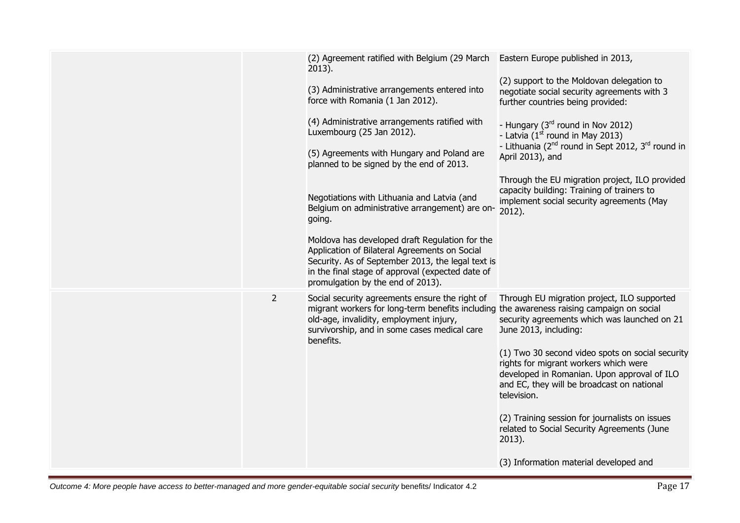| | | | |
|---|---|---|---|
| | | (2) Agreement ratified with Belgium (29 March 2013).<br><br>(3) Administrative arrangements entered into force with Romania (1 Jan 2012).<br><br>(4) Administrative arrangements ratified with Luxembourg (25 Jan 2012).<br><br>(5) Agreements with Hungary and Poland are planned to be signed by the end of 2013.<br><br>Negotiations with Lithuania and Latvia (and Belgium on administrative arrangement) are on-going.<br><br>Moldova has developed draft Regulation for the Application of Bilateral Agreements on Social Security. As of September 2013, the legal text is in the final stage of approval (expected date of promulgation by the end of 2013). | Eastern Europe published in 2013,<br><br>(2) support to the Moldovan delegation to negotiate social security agreements with 3 further countries being provided:<br><br>- Hungary (3rd round in Nov 2012)<br>- Latvia (1st round in May 2013)<br>- Lithuania (2nd round in Sept 2012, 3rd round in April 2013), and<br><br>Through the EU migration project, ILO provided capacity building: Training of trainers to implement social security agreements (May 2012). |
| | 2 | Social security agreements ensure the right of migrant workers for long-term benefits including old-age, invalidity, employment injury, survivorship, and in some cases medical care benefits. | Through EU migration project, ILO supported the awareness raising campaign on social security agreements which was launched on 21 June 2013, including:<br><br>(1) Two 30 second video spots on social security rights for migrant workers which were developed in Romanian. Upon approval of ILO and EC, they will be broadcast on national television.<br><br>(2) Training session for journalists on issues related to Social Security Agreements (June 2013).<br><br>(3) Information material developed and |

*Outcome 4: More people have access to better-managed and more gender-equitable social security* benefits/ Indicator 4.2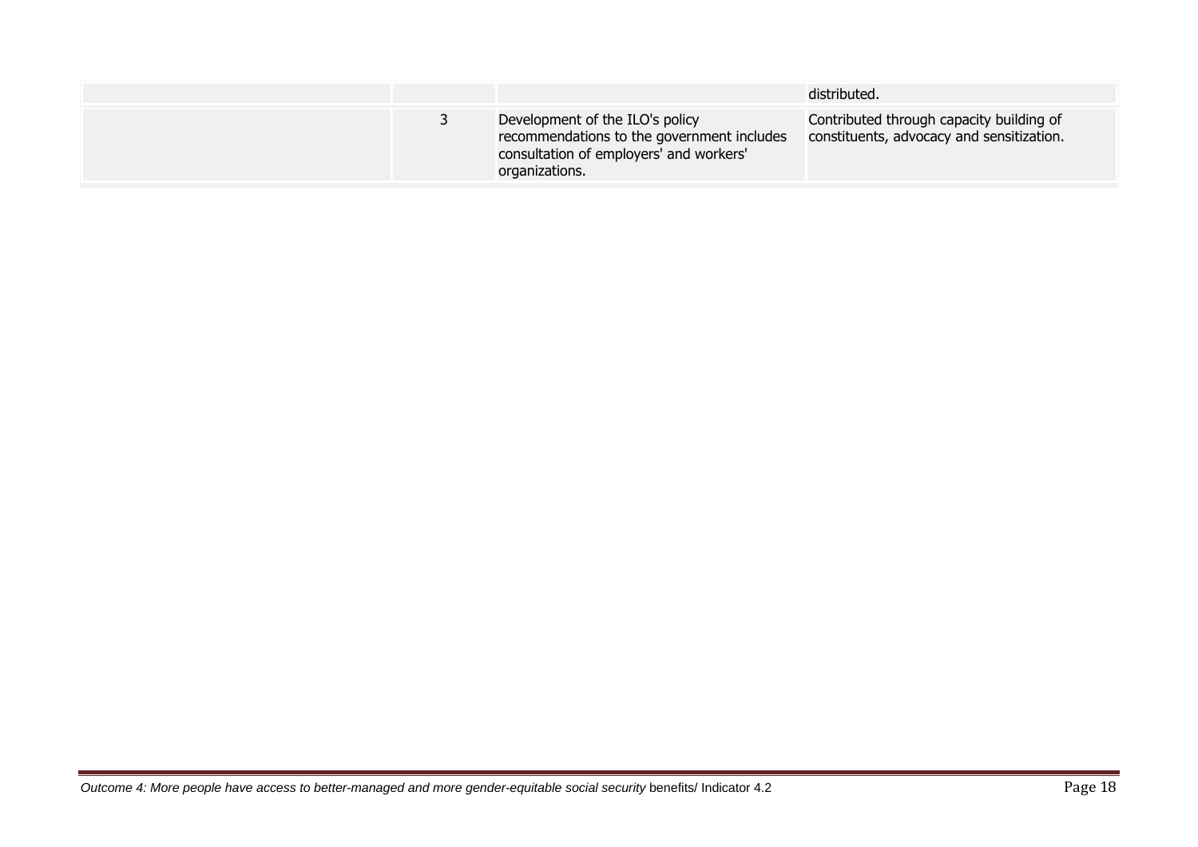| | | | |
|---|---|---|---|
| | | | distributed. |
| | 3 | Development of the ILO's policy recommendations to the government includes consultation of employers' and workers' organizations. | Contributed through capacity building of constituents, advocacy and sensitization. |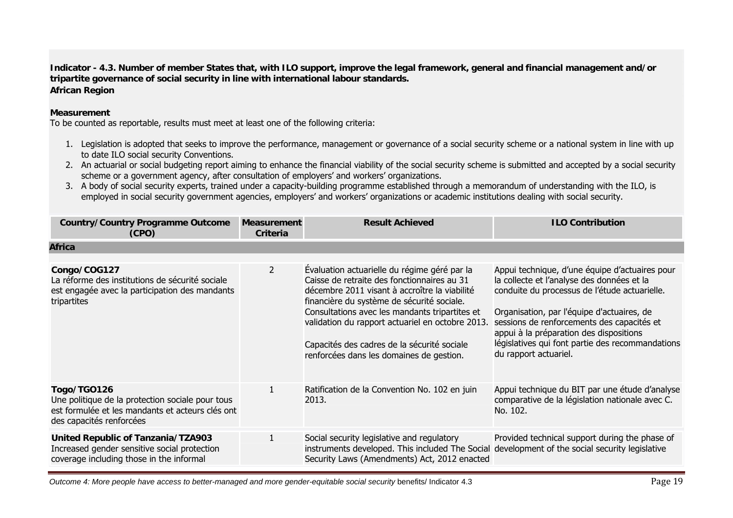**Indicator - 4.3. Number of member States that, with ILO support, improve the legal framework, general and financial management and/or tripartite governance of social security in line with international labour standards.**
**African Region**

**Measurement**
To be counted as reportable, results must meet at least one of the following criteria:

1. Legislation is adopted that seeks to improve the performance, management or governance of a social security scheme or a national system in line with up to date ILO social security Conventions.
2. An actuarial or social budgeting report aiming to enhance the financial viability of the social security scheme is submitted and accepted by a social security scheme or a government agency, after consultation of employers' and workers' organizations.
3. A body of social security experts, trained under a capacity-building programme established through a memorandum of understanding with the ILO, is employed in social security government agencies, employers' and workers' organizations or academic institutions dealing with social security.

| Country/Country Programme Outcome (CPO) | Measurement Criteria | Result Achieved | ILO Contribution |
|---|---|---|---|
| **Africa** | | | |
| **Congo/COG127**<br>La réforme des institutions de sécurité sociale est engagée avec la participation des mandants tripartites | 2 | Évaluation actuarielle du régime géré par la Caisse de retraite des fonctionnaires au 31 décembre 2011 visant à accroître la viabilité financière du système de sécurité sociale. Consultations avec les mandants tripartites et validation du rapport actuariel en octobre 2013.<br><br>Capacités des cadres de la sécurité sociale renforcées dans les domaines de gestion. | Appui technique, d'une équipe d'actuaires pour la collecte et l'analyse des données et la conduite du processus de l'étude actuarielle.<br><br>Organisation, par l'équipe d'actuaires, de sessions de renforcements des capacités et appui à la préparation des dispositions législatives qui font partie des recommandations du rapport actuariel. |
| **Togo/TGO126**<br>Une politique de la protection sociale pour tous est formulée et les mandants et acteurs clés ont des capacités renforcées | 1 | Ratification de la Convention No. 102 en juin 2013. | Appui technique du BIT par une étude d'analyse comparative de la législation nationale avec C. No. 102. |
| **United Republic of Tanzania/TZA903**<br>Increased gender sensitive social protection coverage including those in the informal | 1 | Social security legislative and regulatory instruments developed. This included The Social Security Laws (Amendments) Act, 2012 enacted | Provided technical support during the phase of development of the social security legislative |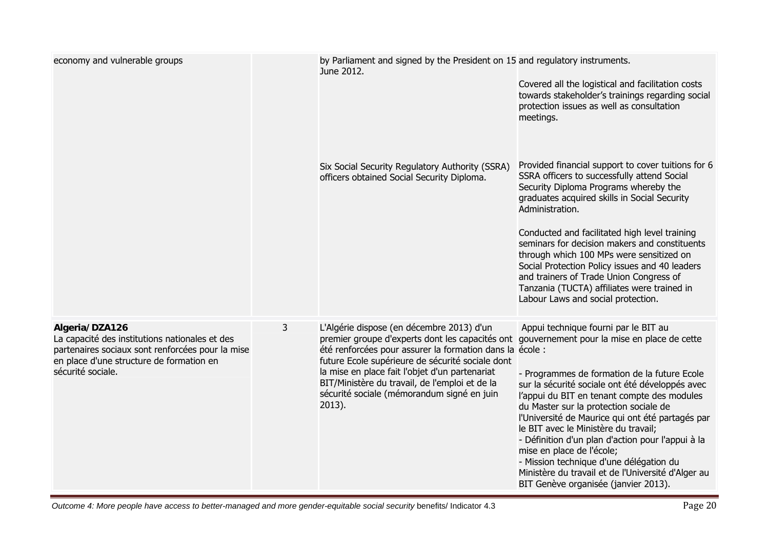| | | | |
|---|---|---|---|
| economy and vulnerable groups | | by Parliament and signed by the President on 15 June 2012. | and regulatory instruments.<br><br>Covered all the logistical and facilitation costs towards stakeholder's trainings regarding social protection issues as well as consultation meetings. |
| | | Six Social Security Regulatory Authority (SSRA) officers obtained Social Security Diploma. | Provided financial support to cover tuitions for 6 SSRA officers to successfully attend Social Security Diploma Programs whereby the graduates acquired skills in Social Security Administration.<br><br>Conducted and facilitated high level training seminars for decision makers and constituents through which 100 MPs were sensitized on Social Protection Policy issues and 40 leaders and trainers of Trade Union Congress of Tanzania (TUCTA) affiliates were trained in Labour Laws and social protection. |
| **Algeria/DZA126**<br>La capacité des institutions nationales et des partenaires sociaux sont renforcées pour la mise en place d'une structure de formation en sécurité sociale. | 3 | L'Algérie dispose (en décembre 2013) d'un premier groupe d'experts dont les capacités ont été renforcées pour assurer la formation dans la future Ecole supérieure de sécurité sociale dont la mise en place fait l'objet d'un partenariat BIT/Ministère du travail, de l'emploi et de la sécurité sociale (mémorandum signé en juin 2013). | Appui technique fourni par le BIT au gouvernement pour la mise en place de cette école :<br><br>- Programmes de formation de la future Ecole sur la sécurité sociale ont été développés avec l'appui du BIT en tenant compte des modules du Master sur la protection sociale de l'Université de Maurice qui ont été partagés par le BIT avec le Ministère du travail;<br>- Définition d'un plan d'action pour l'appui à la mise en place de l'école;<br>- Mission technique d'une délégation du Ministère du travail et de l'Université d'Alger au BIT Genève organisée (janvier 2013). |

*Outcome 4: More people have access to better-managed and more gender-equitable social security* benefits/ Indicator 4.3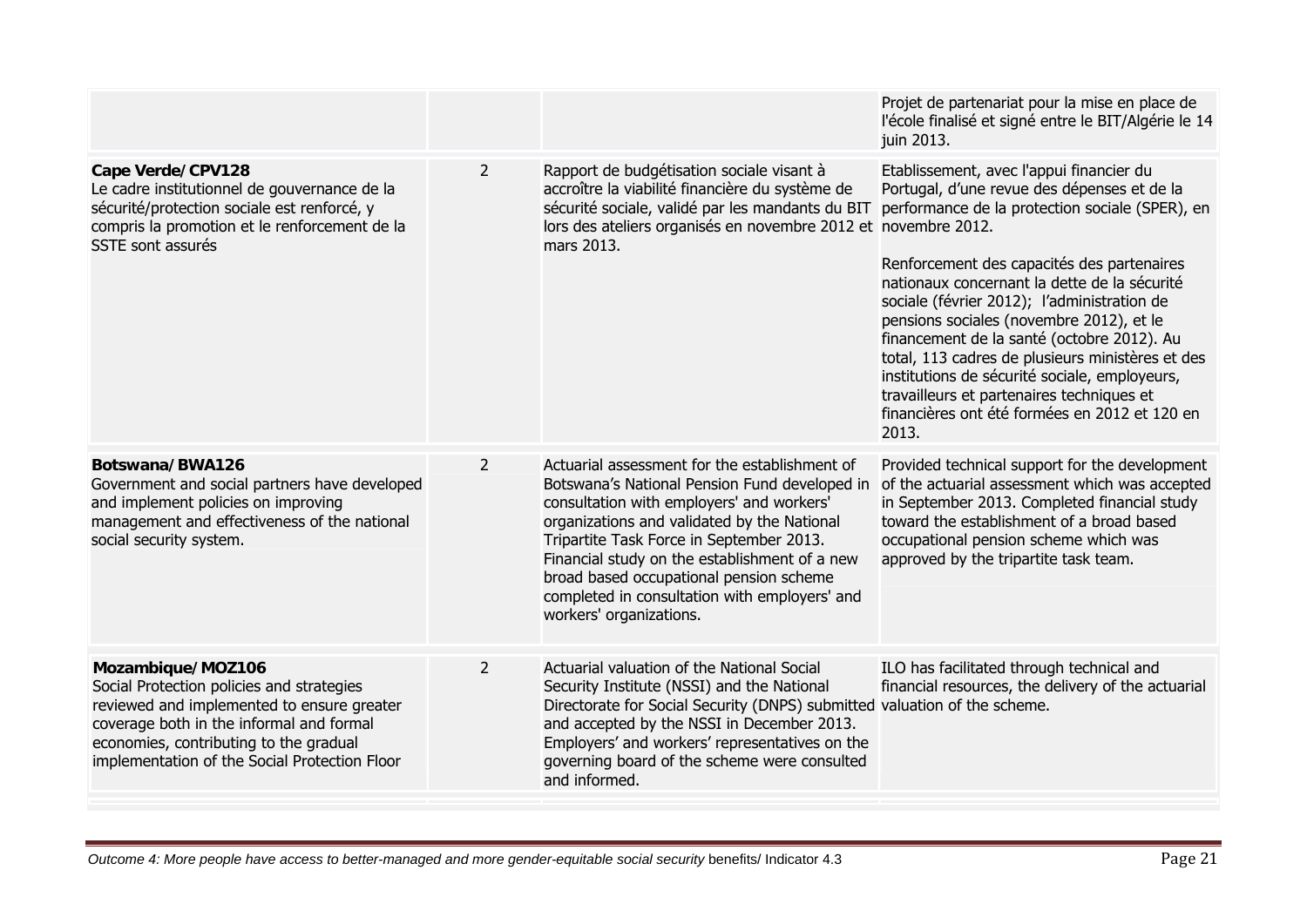| | | | |
|---|---|---|---|
| | | | Projet de partenariat pour la mise en place de l'école finalisé et signé entre le BIT/Algérie le 14 juin 2013. |
| **Cape Verde/CPV128**<br>Le cadre institutionnel de gouvernance de la sécurité/protection sociale est renforcé, y compris la promotion et le renforcement de la SSTE sont assurés | 2 | Rapport de budgétisation sociale visant à accroître la viabilité financière du système de sécurité sociale, validé par les mandants du BIT lors des ateliers organisés en novembre 2012 et mars 2013. | Etablissement, avec l'appui financier du Portugal, d'une revue des dépenses et de la performance de la protection sociale (SPER), en novembre 2012.<br><br>Renforcement des capacités des partenaires nationaux concernant la dette de la sécurité sociale (février 2012); l'administration de pensions sociales (novembre 2012), et le financement de la santé (octobre 2012). Au total, 113 cadres de plusieurs ministères et des institutions de sécurité sociale, employeurs, travailleurs et partenaires techniques et financières ont été formées en 2012 et 120 en 2013. |
| **Botswana/BWA126**<br>Government and social partners have developed and implement policies on improving management and effectiveness of the national social security system. | 2 | Actuarial assessment for the establishment of Botswana's National Pension Fund developed in consultation with employers' and workers' organizations and validated by the National Tripartite Task Force in September 2013. Financial study on the establishment of a new broad based occupational pension scheme completed in consultation with employers' and workers' organizations. | Provided technical support for the development of the actuarial assessment which was accepted in September 2013. Completed financial study toward the establishment of a broad based occupational pension scheme which was approved by the tripartite task team. |
| **Mozambique/MOZ106**<br>Social Protection policies and strategies reviewed and implemented to ensure greater coverage both in the informal and formal economies, contributing to the gradual implementation of the Social Protection Floor | 2 | Actuarial valuation of the National Social Security Institute (NSSI) and the National Directorate for Social Security (DNPS) submitted and accepted by the NSSI in December 2013. Employers' and workers' representatives on the governing board of the scheme were consulted and informed. | ILO has facilitated through technical and financial resources, the delivery of the actuarial valuation of the scheme. |

*Outcome 4: More people have access to better-managed and more gender-equitable social security* benefits/ Indicator 4.3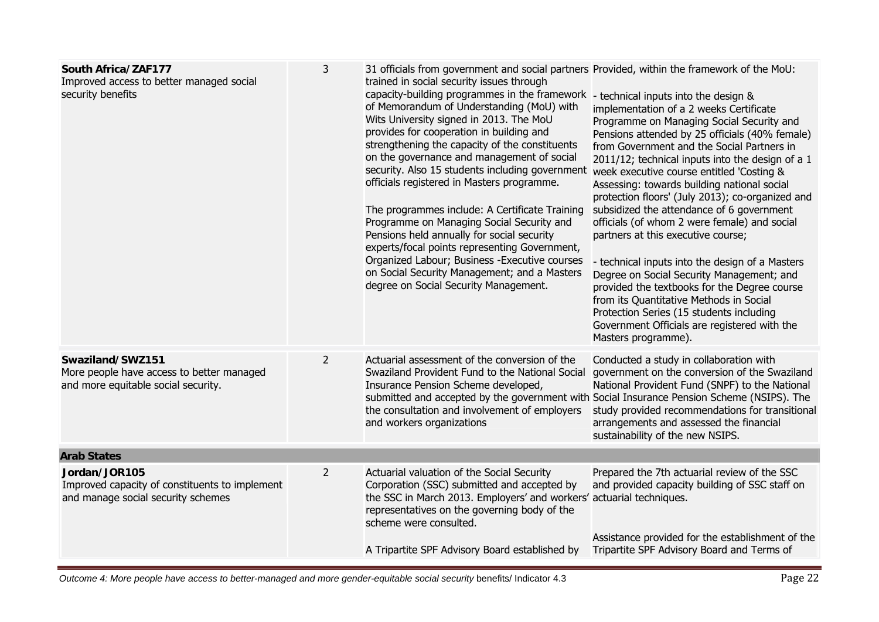| | | | |
|---|---|---|---|
| **South Africa/ZAF177**<br>Improved access to better managed social security benefits | 3 | 31 officials from government and social partners trained in social security issues through capacity-building programmes in the framework of Memorandum of Understanding (MoU) with Wits University signed in 2013. The MoU provides for cooperation in building and strengthening the capacity of the constituents on the governance and management of social security. Also 15 students including government officials registered in Masters programme.<br><br>The programmes include: A Certificate Training Programme on Managing Social Security and Pensions held annually for social security experts/focal points representing Government, Organized Labour; Business -Executive courses on Social Security Management; and a Masters degree on Social Security Management. | Provided, within the framework of the MoU:<br><br>- technical inputs into the design & implementation of a 2 weeks Certificate Programme on Managing Social Security and Pensions attended by 25 officials (40% female) from Government and the Social Partners in 2011/12; technical inputs into the design of a 1 week executive course entitled 'Costing & Assessing: towards building national social protection floors' (July 2013); co-organized and subsidized the attendance of 6 government officials (of whom 2 were female) and social partners at this executive course;<br><br>- technical inputs into the design of a Masters Degree on Social Security Management; and provided the textbooks for the Degree course from its Quantitative Methods in Social Protection Series (15 students including Government Officials are registered with the Masters programme). |
| **Swaziland/SWZ151**<br>More people have access to better managed and more equitable social security. | 2 | Actuarial assessment of the conversion of the Swaziland Provident Fund to the National Social Insurance Pension Scheme developed, submitted and accepted by the government with the consultation and involvement of employers and workers organizations | Conducted a study in collaboration with government on the conversion of the Swaziland National Provident Fund (SNPF) to the National Social Insurance Pension Scheme (NSIPS). The study provided recommendations for transitional arrangements and assessed the financial sustainability of the new NSIPS. |
| **Arab States** | | | |
| **Jordan/JOR105**<br>Improved capacity of constituents to implement and manage social security schemes | 2 | Actuarial valuation of the Social Security Corporation (SSC) submitted and accepted by the SSC in March 2013. Employers' and workers' representatives on the governing body of the scheme were consulted.<br><br>A Tripartite SPF Advisory Board established by | Prepared the 7th actuarial review of the SSC and provided capacity building of SSC staff on actuarial techniques.<br><br>Assistance provided for the establishment of the Tripartite SPF Advisory Board and Terms of |

*Outcome 4: More people have access to better-managed and more gender-equitable social security* benefits/ Indicator 4.3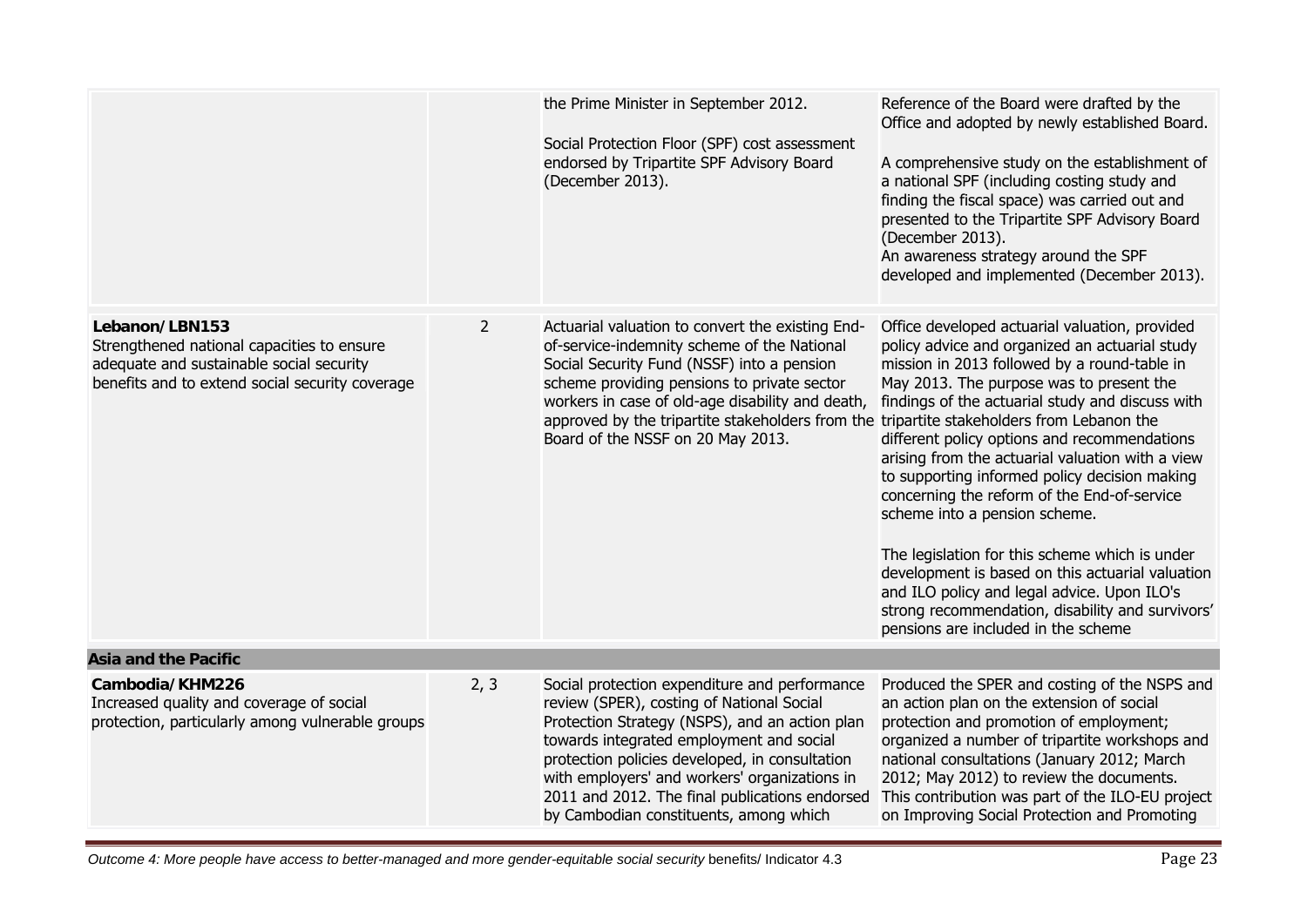| | | | |
|---|---|---|---|
| | | the Prime Minister in September 2012.<br><br>Social Protection Floor (SPF) cost assessment endorsed by Tripartite SPF Advisory Board (December 2013). | Reference of the Board were drafted by the Office and adopted by newly established Board.<br><br>A comprehensive study on the establishment of a national SPF (including costing study and finding the fiscal space) was carried out and presented to the Tripartite SPF Advisory Board (December 2013).<br>An awareness strategy around the SPF developed and implemented (December 2013). |
| **Lebanon/LBN153**<br>Strengthened national capacities to ensure adequate and sustainable social security benefits and to extend social security coverage | 2 | Actuarial valuation to convert the existing End-of-service-indemnity scheme of the National Social Security Fund (NSSF) into a pension scheme providing pensions to private sector workers in case of old-age disability and death, approved by the tripartite stakeholders from the Board of the NSSF on 20 May 2013. | Office developed actuarial valuation, provided policy advice and organized an actuarial study mission in 2013 followed by a round-table in May 2013. The purpose was to present the findings of the actuarial study and discuss with tripartite stakeholders from Lebanon the different policy options and recommendations arising from the actuarial valuation with a view to supporting informed policy decision making concerning the reform of the End-of-service scheme into a pension scheme.<br><br>The legislation for this scheme which is under development is based on this actuarial valuation and ILO policy and legal advice. Upon ILO's strong recommendation, disability and survivors' pensions are included in the scheme |
| **Asia and the Pacific** | | | |
| **Cambodia/KHM226**<br>Increased quality and coverage of social protection, particularly among vulnerable groups | 2, 3 | Social protection expenditure and performance review (SPER), costing of National Social Protection Strategy (NSPS), and an action plan towards integrated employment and social protection policies developed, in consultation with employers' and workers' organizations in 2011 and 2012. The final publications endorsed by Cambodian constituents, among which | Produced the SPER and costing of the NSPS and an action plan on the extension of social protection and promotion of employment; organized a number of tripartite workshops and national consultations (January 2012; March 2012; May 2012) to review the documents. This contribution was part of the ILO-EU project on Improving Social Protection and Promoting |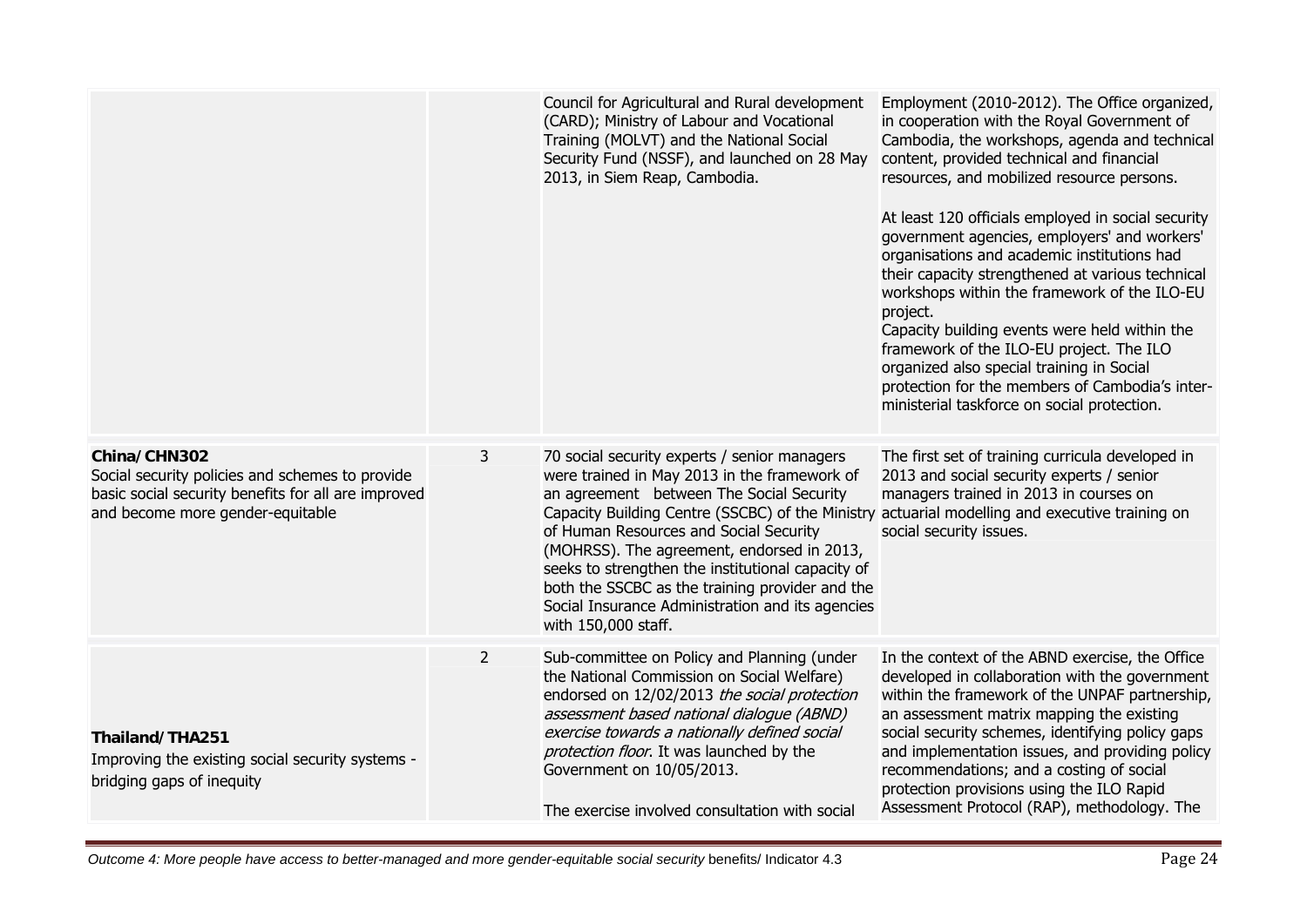|  |  |  |  |
|---|---|---|---|
|  |  | Council for Agricultural and Rural development (CARD); Ministry of Labour and Vocational Training (MOLVT) and the National Social Security Fund (NSSF), and launched on 28 May 2013, in Siem Reap, Cambodia. | Employment (2010-2012). The Office organized, in cooperation with the Royal Government of Cambodia, the workshops, agenda and technical content, provided technical and financial resources, and mobilized resource persons.<br><br>At least 120 officials employed in social security government agencies, employers' and workers' organisations and academic institutions had their capacity strengthened at various technical workshops within the framework of the ILO-EU project.<br>Capacity building events were held within the framework of the ILO-EU project. The ILO organized also special training in Social protection for the members of Cambodia's inter-ministerial taskforce on social protection. |
| **China/CHN302**<br>Social security policies and schemes to provide basic social security benefits for all are improved and become more gender-equitable | 3 | 70 social security experts / senior managers were trained in May 2013 in the framework of an agreement between The Social Security Capacity Building Centre (SSCBC) of the Ministry of Human Resources and Social Security (MOHRSS). The agreement, endorsed in 2013, seeks to strengthen the institutional capacity of both the SSCBC as the training provider and the Social Insurance Administration and its agencies with 150,000 staff. | The first set of training curricula developed in 2013 and social security experts / senior managers trained in 2013 in courses on actuarial modelling and executive training on social security issues. |
| **Thailand/THA251**<br>Improving the existing social security systems - bridging gaps of inequity | 2 | Sub-committee on Policy and Planning (under the National Commission on Social Welfare) endorsed on 12/02/2013 *the social protection assessment based national dialogue (ABND) exercise towards a nationally defined social protection floor*. It was launched by the Government on 10/05/2013.<br><br>The exercise involved consultation with social | In the context of the ABND exercise, the Office developed in collaboration with the government within the framework of the UNPAF partnership, an assessment matrix mapping the existing social security schemes, identifying policy gaps and implementation issues, and providing policy recommendations; and a costing of social protection provisions using the ILO Rapid Assessment Protocol (RAP), methodology. The |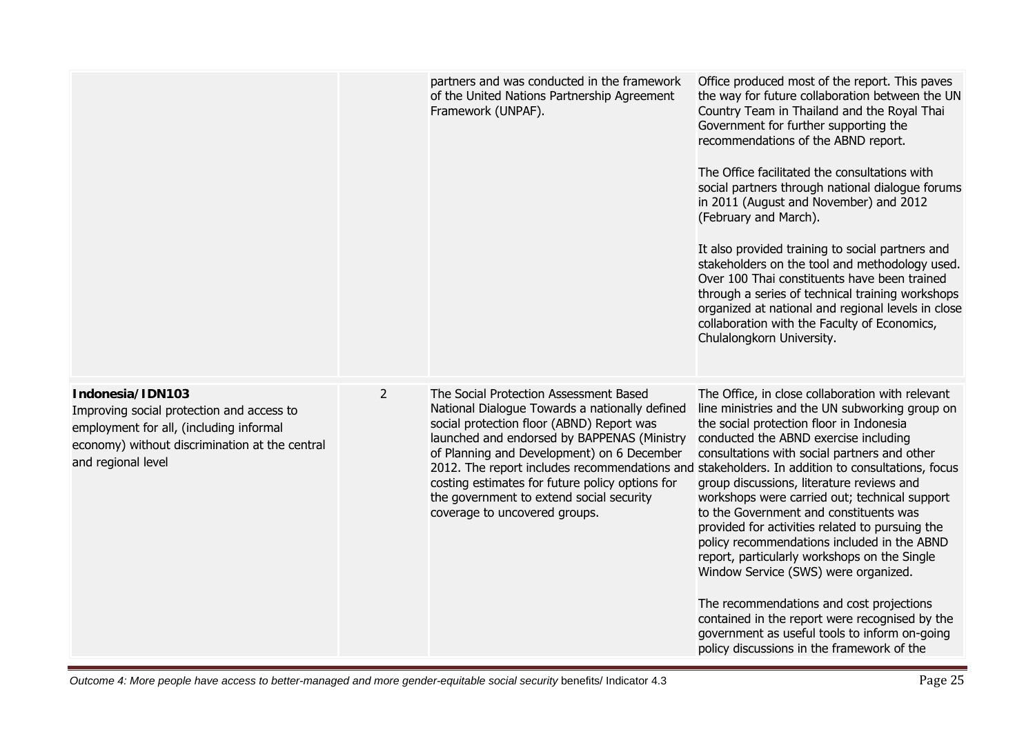| | | | |
|---|---|---|---|
| | | partners and was conducted in the framework of the United Nations Partnership Agreement Framework (UNPAF). | Office produced most of the report. This paves the way for future collaboration between the UN Country Team in Thailand and the Royal Thai Government for further supporting the recommendations of the ABND report.<br><br>The Office facilitated the consultations with social partners through national dialogue forums in 2011 (August and November) and 2012 (February and March).<br><br>It also provided training to social partners and stakeholders on the tool and methodology used. Over 100 Thai constituents have been trained through a series of technical training workshops organized at national and regional levels in close collaboration with the Faculty of Economics, Chulalongkorn University. |
| **Indonesia/IDN103**<br>Improving social protection and access to employment for all, (including informal economy) without discrimination at the central and regional level | 2 | The Social Protection Assessment Based National Dialogue Towards a nationally defined social protection floor (ABND) Report was launched and endorsed by BAPPENAS (Ministry of Planning and Development) on 6 December 2012. The report includes recommendations and costing estimates for future policy options for the government to extend social security coverage to uncovered groups. | The Office, in close collaboration with relevant line ministries and the UN subworking group on the social protection floor in Indonesia conducted the ABND exercise including consultations with social partners and other stakeholders. In addition to consultations, focus group discussions, literature reviews and workshops were carried out; technical support to the Government and constituents was provided for activities related to pursuing the policy recommendations included in the ABND report, particularly workshops on the Single Window Service (SWS) were organized.<br><br>The recommendations and cost projections contained in the report were recognised by the government as useful tools to inform on-going policy discussions in the framework of the |

*Outcome 4: More people have access to better-managed and more gender-equitable social security* benefits/ Indicator 4.3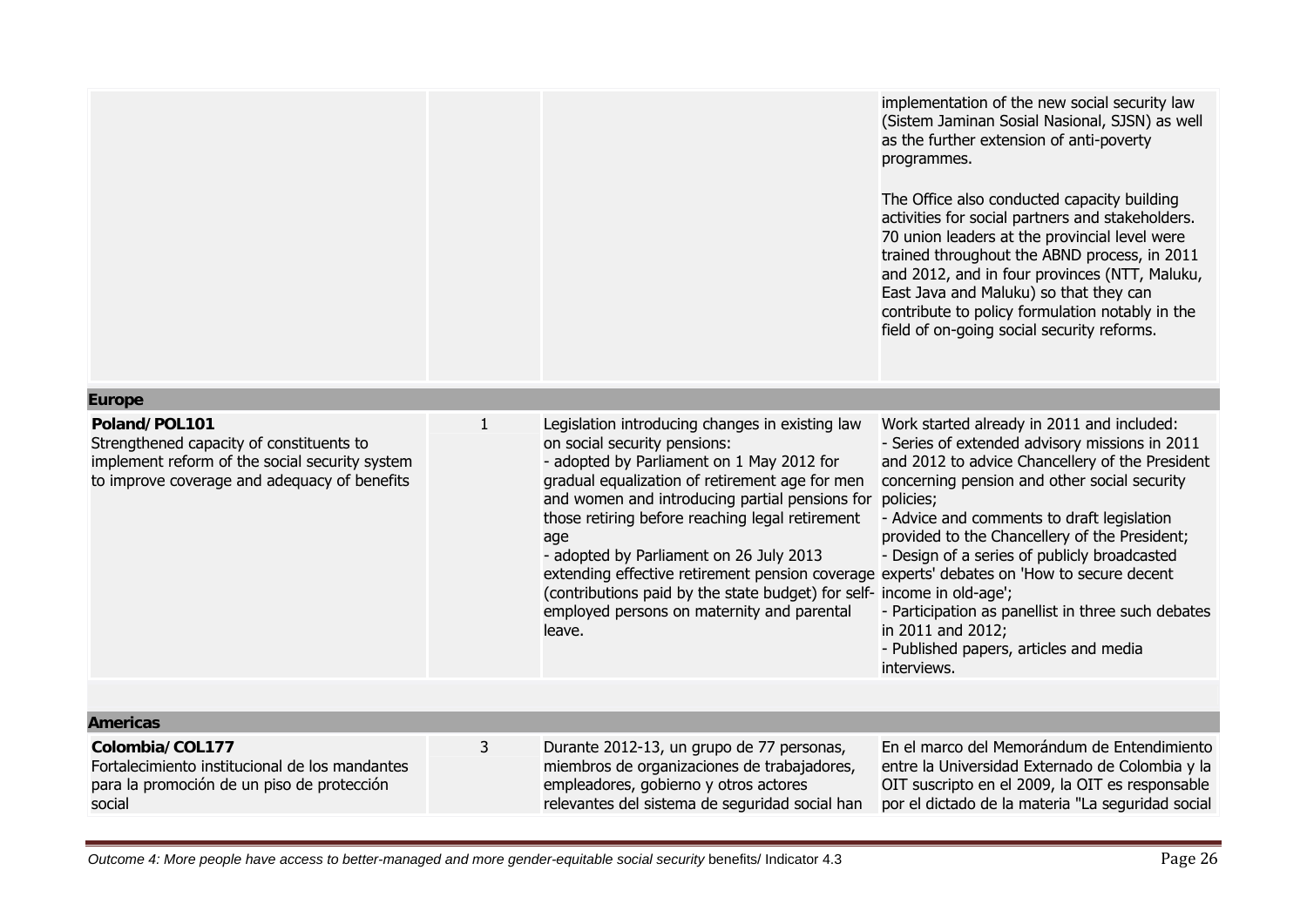| | | | |
|---|---|---|---|
| | | | implementation of the new social security law (Sistem Jaminan Sosial Nasional, SJSN) as well as the further extension of anti-poverty programmes.<br><br>The Office also conducted capacity building activities for social partners and stakeholders. 70 union leaders at the provincial level were trained throughout the ABND process, in 2011 and 2012, and in four provinces (NTT, Maluku, East Java and Maluku) so that they can contribute to policy formulation notably in the field of on-going social security reforms. |
| **Europe** | | | |
| **Poland/POL101**<br>Strengthened capacity of constituents to implement reform of the social security system to improve coverage and adequacy of benefits | 1 | Legislation introducing changes in existing law on social security pensions:<br>- adopted by Parliament on 1 May 2012 for gradual equalization of retirement age for men and women and introducing partial pensions for those retiring before reaching legal retirement age<br>- adopted by Parliament on 26 July 2013 extending effective retirement pension coverage (contributions paid by the state budget) for self-employed persons on maternity and parental leave. | Work started already in 2011 and included:<br>- Series of extended advisory missions in 2011 and 2012 to advice Chancellery of the President concerning pension and other social security policies;<br>- Advice and comments to draft legislation provided to the Chancellery of the President;<br>- Design of a series of publicly broadcasted experts' debates on 'How to secure decent income in old-age';<br>- Participation as panellist in three such debates in 2011 and 2012;<br>- Published papers, articles and media interviews. |
| | | | |
| **Americas** | | | |
| **Colombia/COL177**<br>Fortalecimiento institucional de los mandantes para la promoción de un piso de protección social | 3 | Durante 2012-13, un grupo de 77 personas, miembros de organizaciones de trabajadores, empleadores, gobierno y otros actores relevantes del sistema de seguridad social han | En el marco del Memorándum de Entendimiento entre la Universidad Externado de Colombia y la OIT suscripto en el 2009, la OIT es responsable por el dictado de la materia "La seguridad social |

*Outcome 4: More people have access to better-managed and more gender-equitable social security* benefits/ Indicator 4.3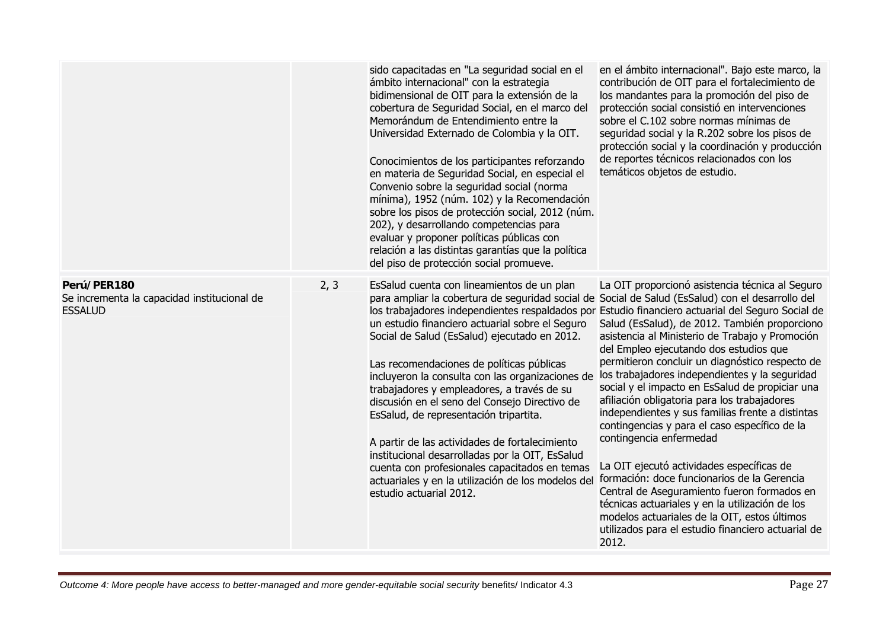| | | | |
|---|---|---|---|
| | | sido capacitadas en "La seguridad social en el ámbito internacional" con la estrategia bidimensional de OIT para la extensión de la cobertura de Seguridad Social, en el marco del Memorándum de Entendimiento entre la Universidad Externado de Colombia y la OIT.<br><br>Conocimientos de los participantes reforzando en materia de Seguridad Social, en especial el Convenio sobre la seguridad social (norma mínima), 1952 (núm. 102) y la Recomendación sobre los pisos de protección social, 2012 (núm. 202), y desarrollando competencias para evaluar y proponer políticas públicas con relación a las distintas garantías que la política del piso de protección social promueve. | en el ámbito internacional". Bajo este marco, la contribución de OIT para el fortalecimiento de los mandantes para la promoción del piso de protección social consistió en intervenciones sobre el C.102 sobre normas mínimas de seguridad social y la R.202 sobre los pisos de protección social y la coordinación y producción de reportes técnicos relacionados con los temáticos objetos de estudio. |
| **Perú/PER180**<br>Se incrementa la capacidad institucional de ESSALUD | 2, 3 | EsSalud cuenta con lineamientos de un plan para ampliar la cobertura de seguridad social de los trabajadores independientes respaldados por un estudio financiero actuarial sobre el Seguro Social de Salud (EsSalud) ejecutado en 2012.<br><br>Las recomendaciones de políticas públicas incluyeron la consulta con las organizaciones de trabajadores y empleadores, a través de su discusión en el seno del Consejo Directivo de EsSalud, de representación tripartita.<br><br>A partir de las actividades de fortalecimiento institucional desarrolladas por la OIT, EsSalud cuenta con profesionales capacitados en temas actuariales y en la utilización de los modelos del estudio actuarial 2012. | La OIT proporcionó asistencia técnica al Seguro Social de Salud (EsSalud) con el desarrollo del Estudio financiero actuarial del Seguro Social de Salud (EsSalud), de 2012. También proporciono asistencia al Ministerio de Trabajo y Promoción del Empleo ejecutando dos estudios que permitieron concluir un diagnóstico respecto de los trabajadores independientes y la seguridad social y el impacto en EsSalud de propiciar una afiliación obligatoria para los trabajadores independientes y sus familias frente a distintas contingencias y para el caso específico de la contingencia enfermedad<br><br>La OIT ejecutó actividades específicas de formación: doce funcionarios de la Gerencia Central de Aseguramiento fueron formados en técnicas actuariales y en la utilización de los modelos actuariales de la OIT, estos últimos utilizados para el estudio financiero actuarial de 2012. |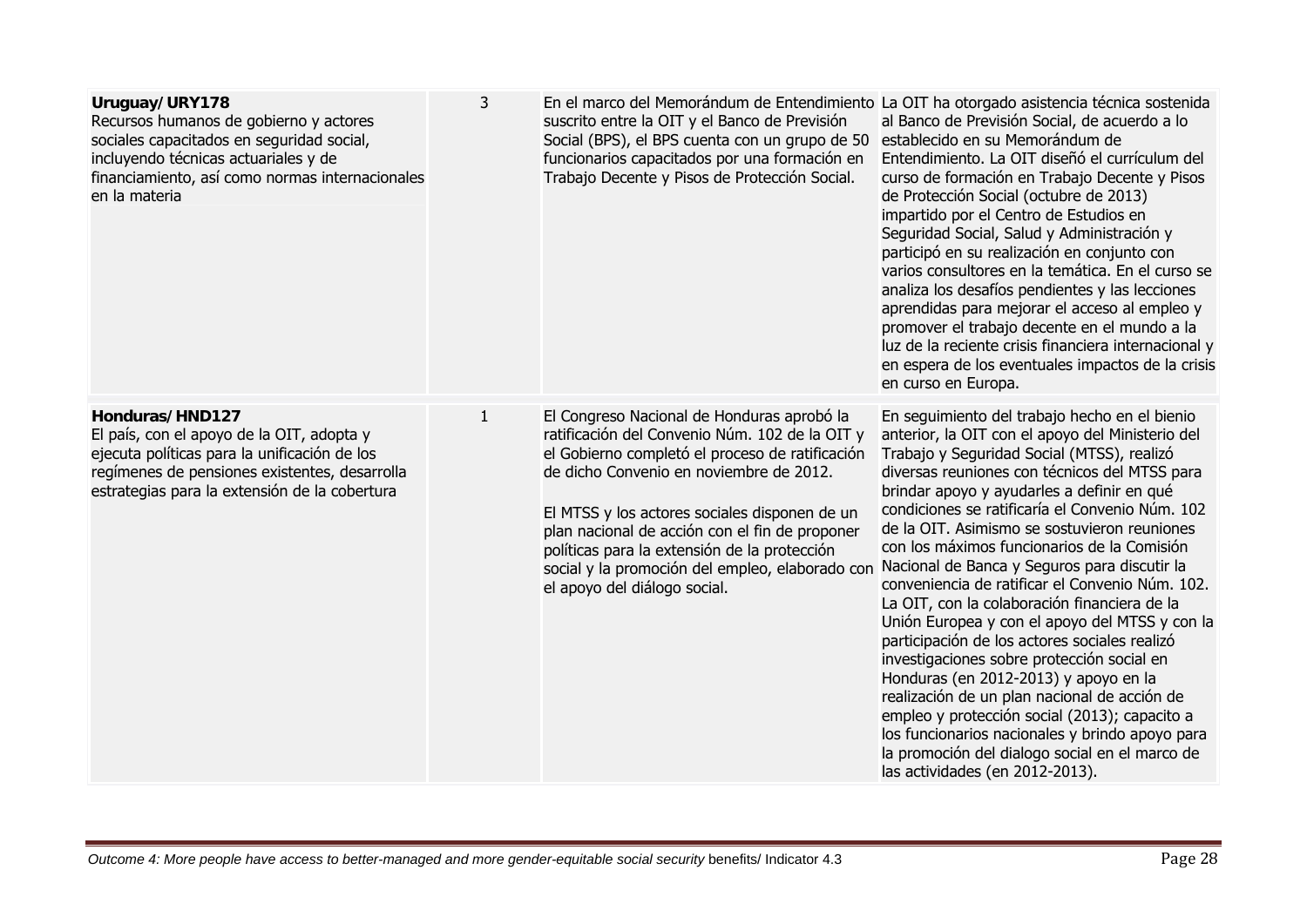| | | | |
|---|---|---|---|
| **Uruguay/ URY178**<br>Recursos humanos de gobierno y actores sociales capacitados en seguridad social, incluyendo técnicas actuariales y de financiamiento, así como normas internacionales en la materia | 3 | En el marco del Memorándum de Entendimiento suscrito entre la OIT y el Banco de Previsión Social (BPS), el BPS cuenta con un grupo de 50 funcionarios capacitados por una formación en Trabajo Decente y Pisos de Protección Social. | La OIT ha otorgado asistencia técnica sostenida al Banco de Previsión Social, de acuerdo a lo establecido en su Memorándum de Entendimiento. La OIT diseñó el currículum del curso de formación en Trabajo Decente y Pisos de Protección Social (octubre de 2013) impartido por el Centro de Estudios en Seguridad Social, Salud y Administración y participó en su realización en conjunto con varios consultores en la temática. En el curso se analiza los desafíos pendientes y las lecciones aprendidas para mejorar el acceso al empleo y promover el trabajo decente en el mundo a la luz de la reciente crisis financiera internacional y en espera de los eventuales impactos de la crisis en curso en Europa. |
| **Honduras/ HND127**<br>El país, con el apoyo de la OIT, adopta y ejecuta políticas para la unificación de los regímenes de pensiones existentes, desarrolla estrategias para la extensión de la cobertura | 1 | El Congreso Nacional de Honduras aprobó la ratificación del Convenio Núm. 102 de la OIT y el Gobierno completó el proceso de ratificación de dicho Convenio en noviembre de 2012.<br><br>El MTSS y los actores sociales disponen de un plan nacional de acción con el fin de proponer políticas para la extensión de la protección social y la promoción del empleo, elaborado con el apoyo del diálogo social. | En seguimiento del trabajo hecho en el bienio anterior, la OIT con el apoyo del Ministerio del Trabajo y Seguridad Social (MTSS), realizó diversas reuniones con técnicos del MTSS para brindar apoyo y ayudarles a definir en qué condiciones se ratificaría el Convenio Núm. 102 de la OIT. Asimismo se sostuvieron reuniones con los máximos funcionarios de la Comisión Nacional de Banca y Seguros para discutir la conveniencia de ratificar el Convenio Núm. 102. La OIT, con la colaboración financiera de la Unión Europea y con el apoyo del MTSS y con la participación de los actores sociales realizó investigaciones sobre protección social en Honduras (en 2012-2013) y apoyo en la realización de un plan nacional de acción de empleo y protección social (2013); capacito a los funcionarios nacionales y brindo apoyo para la promoción del dialogo social en el marco de las actividades (en 2012-2013). |